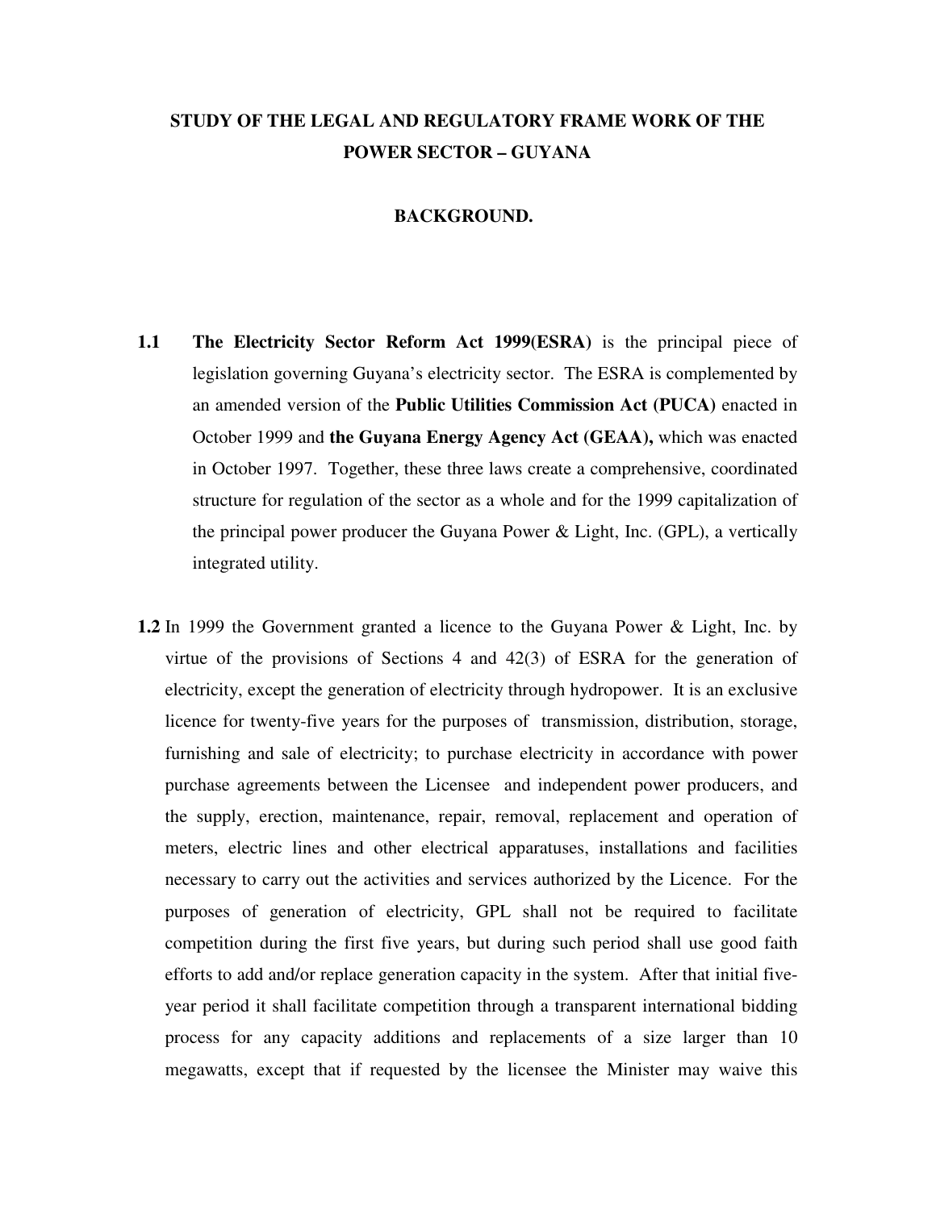# STUDY OF THE LEGAL AND REGULATORY FRAME WORK OF THE POWER SECTOR – GUYANA

## BACKGROUND.

**1.1** **The Electricity Sector Reform Act 1999(ESRA)** is the principal piece of legislation governing Guyana's electricity sector. The ESRA is complemented by an amended version of the **Public Utilities Commission Act (PUCA)** enacted in October 1999 and **the Guyana Energy Agency Act (GEAA),** which was enacted in October 1997. Together, these three laws create a comprehensive, coordinated structure for regulation of the sector as a whole and for the 1999 capitalization of the principal power producer the Guyana Power & Light, Inc. (GPL), a vertically integrated utility.

**1.2** In 1999 the Government granted a licence to the Guyana Power & Light, Inc. by virtue of the provisions of Sections 4 and 42(3) of ESRA for the generation of electricity, except the generation of electricity through hydropower. It is an exclusive licence for twenty-five years for the purposes of transmission, distribution, storage, furnishing and sale of electricity; to purchase electricity in accordance with power purchase agreements between the Licensee and independent power producers, and the supply, erection, maintenance, repair, removal, replacement and operation of meters, electric lines and other electrical apparatuses, installations and facilities necessary to carry out the activities and services authorized by the Licence. For the purposes of generation of electricity, GPL shall not be required to facilitate competition during the first five years, but during such period shall use good faith efforts to add and/or replace generation capacity in the system. After that initial five-year period it shall facilitate competition through a transparent international bidding process for any capacity additions and replacements of a size larger than 10 megawatts, except that if requested by the licensee the Minister may waive this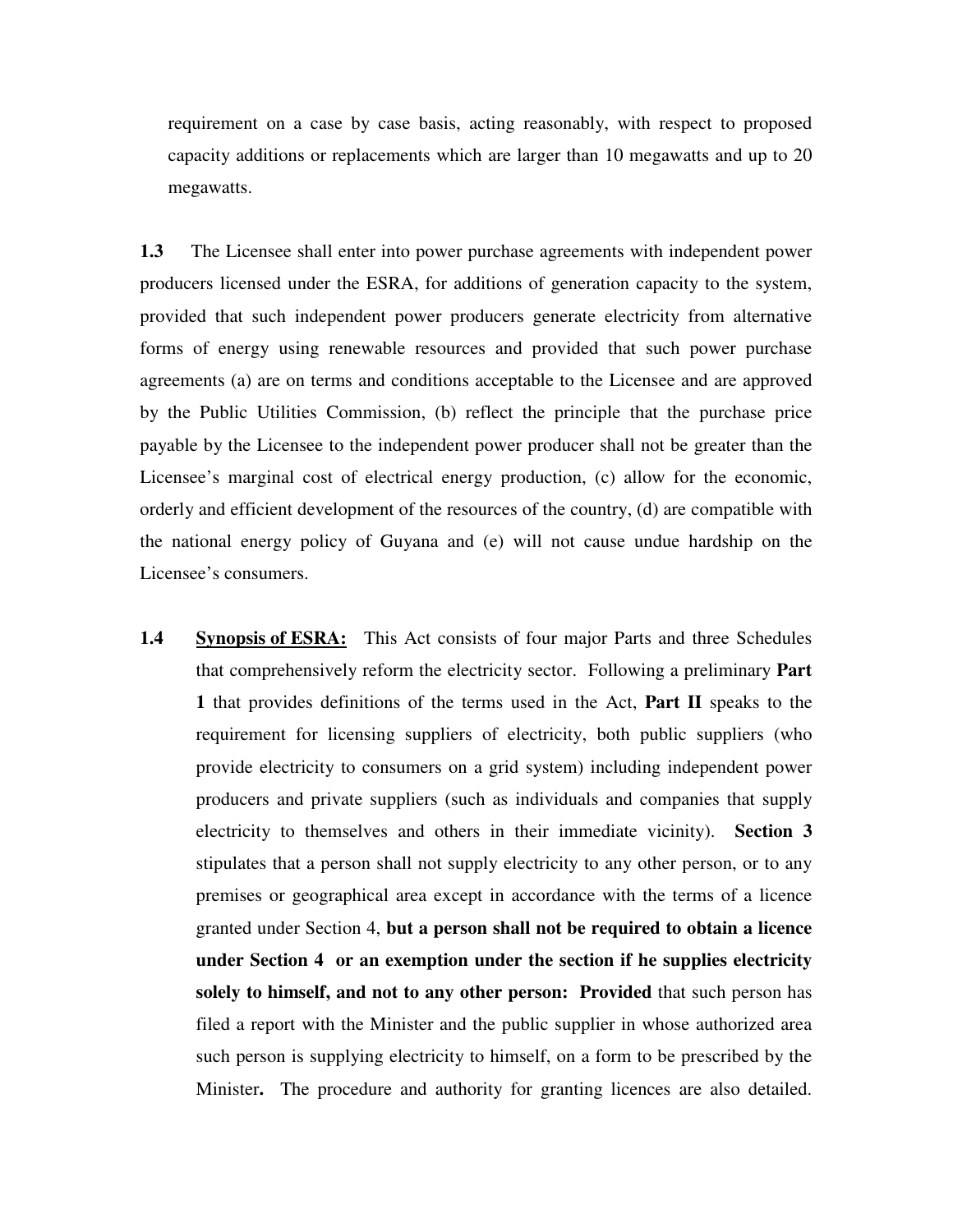requirement on a case by case basis, acting reasonably, with respect to proposed capacity additions or replacements which are larger than 10 megawatts and up to 20 megawatts.

**1.3** The Licensee shall enter into power purchase agreements with independent power producers licensed under the ESRA, for additions of generation capacity to the system, provided that such independent power producers generate electricity from alternative forms of energy using renewable resources and provided that such power purchase agreements (a) are on terms and conditions acceptable to the Licensee and are approved by the Public Utilities Commission, (b) reflect the principle that the purchase price payable by the Licensee to the independent power producer shall not be greater than the Licensee's marginal cost of electrical energy production, (c) allow for the economic, orderly and efficient development of the resources of the country, (d) are compatible with the national energy policy of Guyana and (e) will not cause undue hardship on the Licensee's consumers.

**1.4** **<u>Synopsis of ESRA:</u>** This Act consists of four major Parts and three Schedules that comprehensively reform the electricity sector. Following a preliminary **Part 1** that provides definitions of the terms used in the Act, **Part II** speaks to the requirement for licensing suppliers of electricity, both public suppliers (who provide electricity to consumers on a grid system) including independent power producers and private suppliers (such as individuals and companies that supply electricity to themselves and others in their immediate vicinity). **Section 3** stipulates that a person shall not supply electricity to any other person, or to any premises or geographical area except in accordance with the terms of a licence granted under Section 4, **but a person shall not be required to obtain a licence under Section 4 or an exemption under the section if he supplies electricity solely to himself, and not to any other person: Provided** that such person has filed a report with the Minister and the public supplier in whose authorized area such person is supplying electricity to himself, on a form to be prescribed by the Minister**.** The procedure and authority for granting licences are also detailed.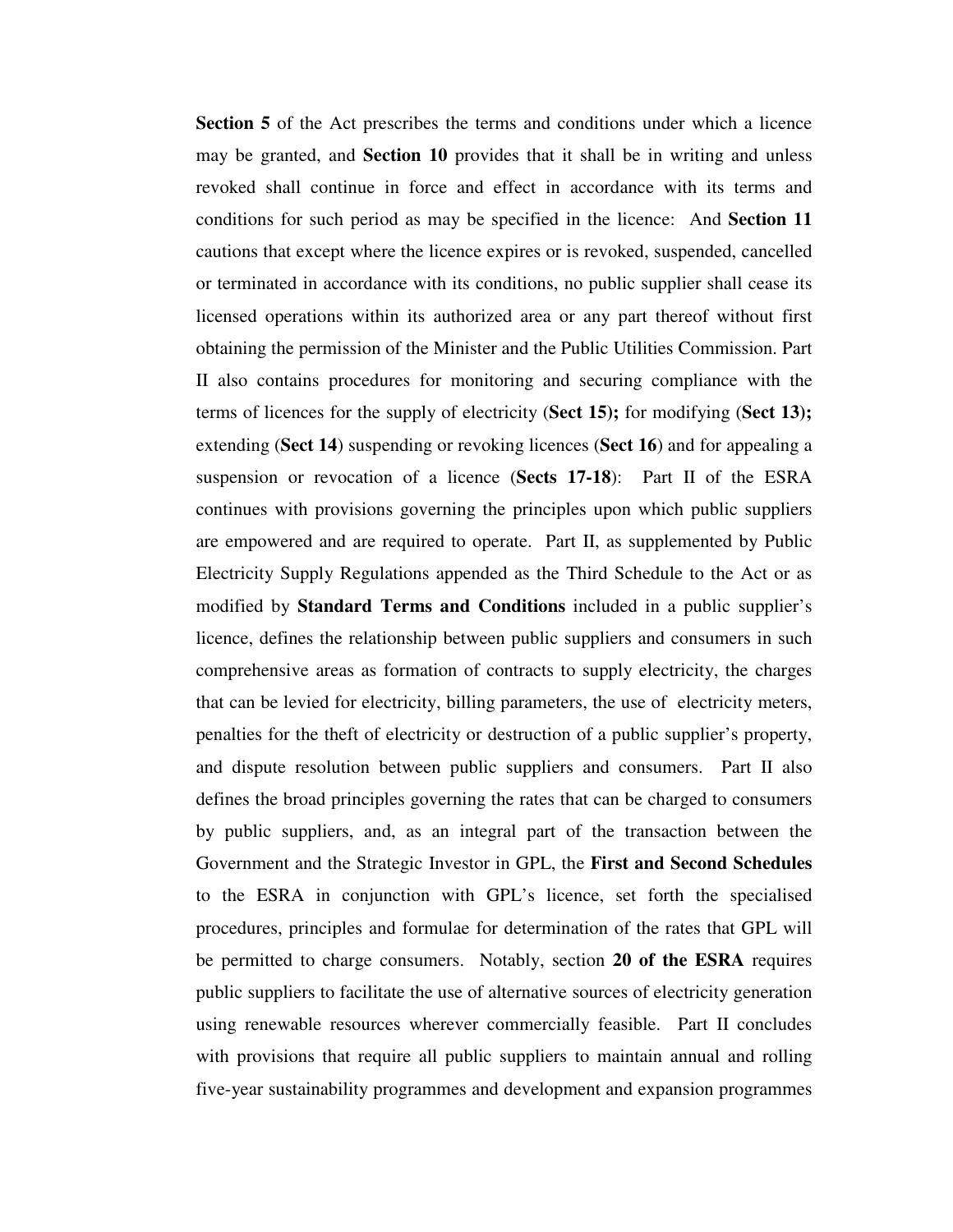**Section 5** of the Act prescribes the terms and conditions under which a licence may be granted, and **Section 10** provides that it shall be in writing and unless revoked shall continue in force and effect in accordance with its terms and conditions for such period as may be specified in the licence: And **Section 11** cautions that except where the licence expires or is revoked, suspended, cancelled or terminated in accordance with its conditions, no public supplier shall cease its licensed operations within its authorized area or any part thereof without first obtaining the permission of the Minister and the Public Utilities Commission. Part II also contains procedures for monitoring and securing compliance with the terms of licences for the supply of electricity (**Sect 15);** for modifying (**Sect 13);** extending (**Sect 14**) suspending or revoking licences (**Sect 16**) and for appealing a suspension or revocation of a licence (**Sects 17-18**): Part II of the ESRA continues with provisions governing the principles upon which public suppliers are empowered and are required to operate. Part II, as supplemented by Public Electricity Supply Regulations appended as the Third Schedule to the Act or as modified by **Standard Terms and Conditions** included in a public supplier's licence, defines the relationship between public suppliers and consumers in such comprehensive areas as formation of contracts to supply electricity, the charges that can be levied for electricity, billing parameters, the use of electricity meters, penalties for the theft of electricity or destruction of a public supplier's property, and dispute resolution between public suppliers and consumers. Part II also defines the broad principles governing the rates that can be charged to consumers by public suppliers, and, as an integral part of the transaction between the Government and the Strategic Investor in GPL, the **First and Second Schedules** to the ESRA in conjunction with GPL's licence, set forth the specialised procedures, principles and formulae for determination of the rates that GPL will be permitted to charge consumers. Notably, section **20 of the ESRA** requires public suppliers to facilitate the use of alternative sources of electricity generation using renewable resources wherever commercially feasible. Part II concludes with provisions that require all public suppliers to maintain annual and rolling five-year sustainability programmes and development and expansion programmes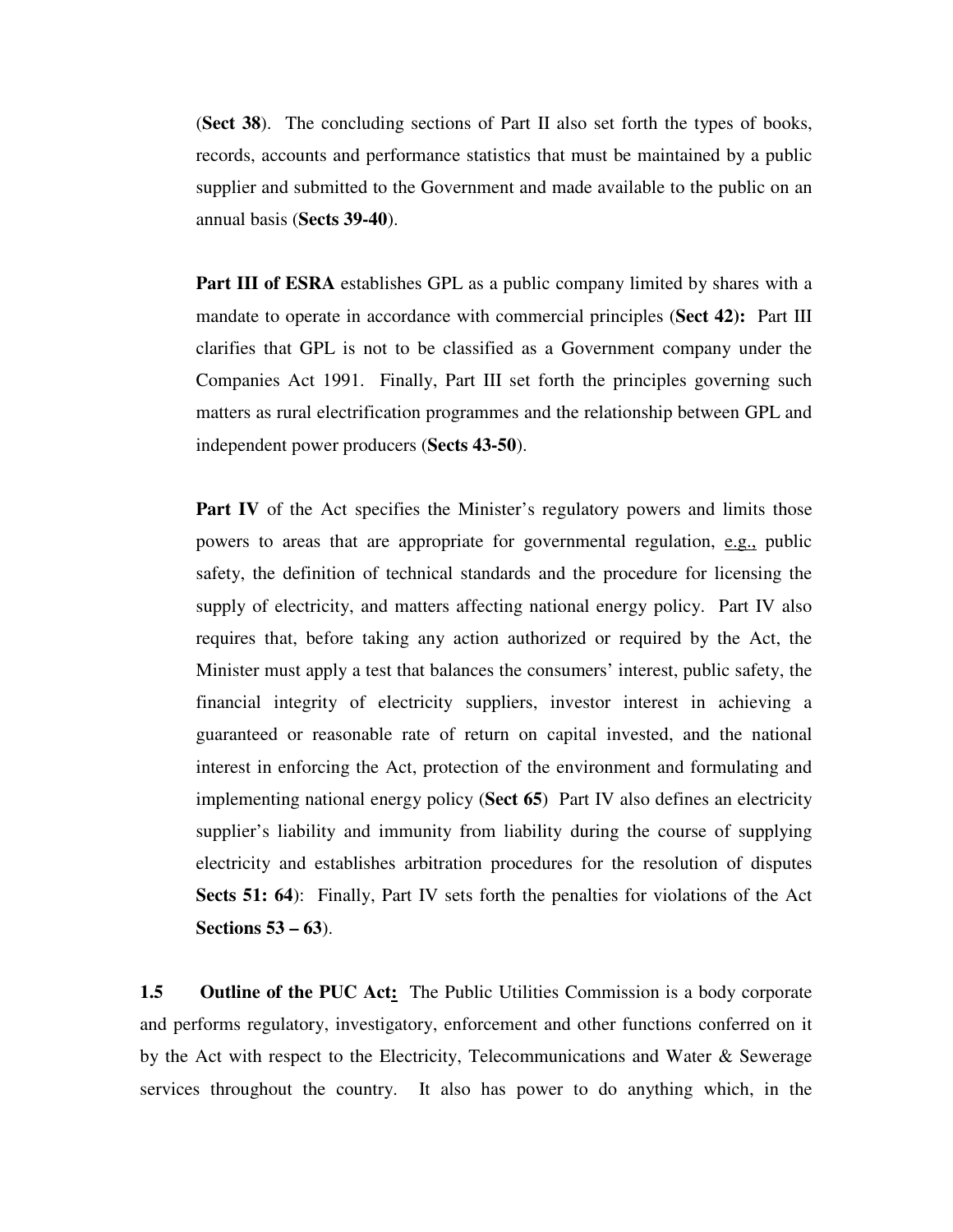(**Sect 38**). The concluding sections of Part II also set forth the types of books, records, accounts and performance statistics that must be maintained by a public supplier and submitted to the Government and made available to the public on an annual basis (**Sects 39-40**).

**Part III of ESRA** establishes GPL as a public company limited by shares with a mandate to operate in accordance with commercial principles (**Sect 42):** Part III clarifies that GPL is not to be classified as a Government company under the Companies Act 1991. Finally, Part III set forth the principles governing such matters as rural electrification programmes and the relationship between GPL and independent power producers (**Sects 43-50**).

**Part IV** of the Act specifies the Minister's regulatory powers and limits those powers to areas that are appropriate for governmental regulation, e.g., public safety, the definition of technical standards and the procedure for licensing the supply of electricity, and matters affecting national energy policy. Part IV also requires that, before taking any action authorized or required by the Act, the Minister must apply a test that balances the consumers' interest, public safety, the financial integrity of electricity suppliers, investor interest in achieving a guaranteed or reasonable rate of return on capital invested, and the national interest in enforcing the Act, protection of the environment and formulating and implementing national energy policy (**Sect 65**) Part IV also defines an electricity supplier's liability and immunity from liability during the course of supplying electricity and establishes arbitration procedures for the resolution of disputes **Sects 51: 64**): Finally, Part IV sets forth the penalties for violations of the Act **Sections 53 – 63**).

**1.5 Outline of the PUC Act:** The Public Utilities Commission is a body corporate and performs regulatory, investigatory, enforcement and other functions conferred on it by the Act with respect to the Electricity, Telecommunications and Water & Sewerage services throughout the country. It also has power to do anything which, in the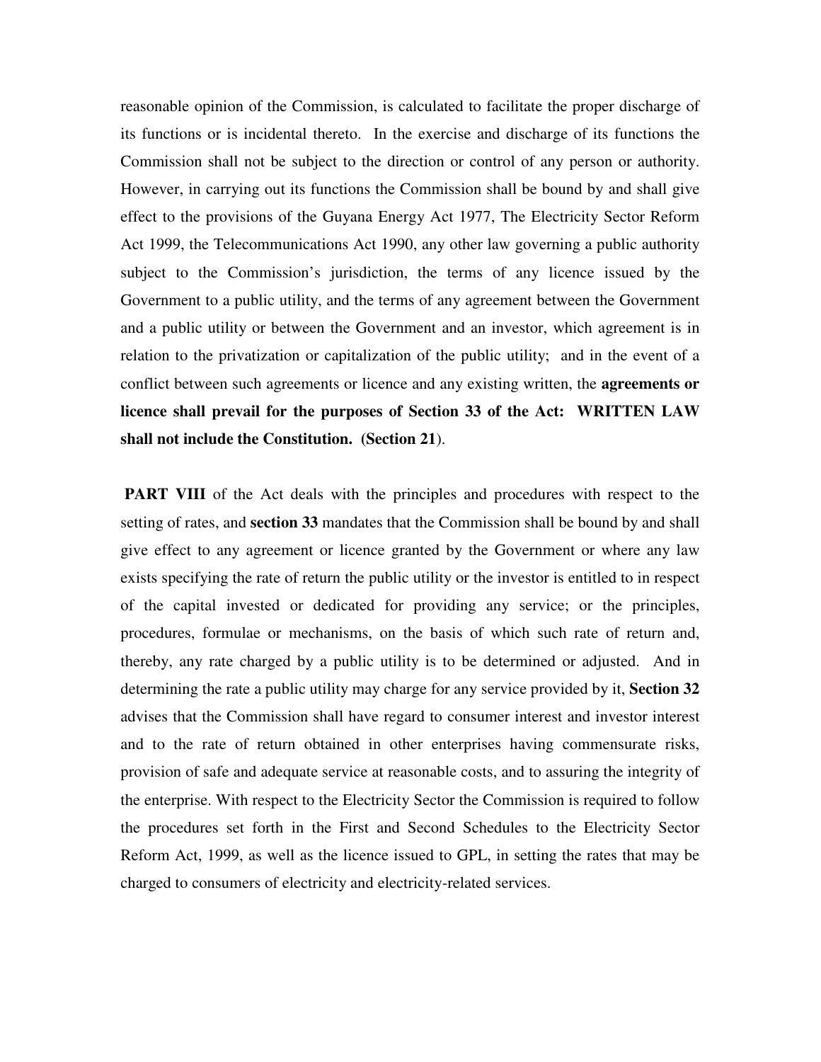reasonable opinion of the Commission, is calculated to facilitate the proper discharge of its functions or is incidental thereto. In the exercise and discharge of its functions the Commission shall not be subject to the direction or control of any person or authority. However, in carrying out its functions the Commission shall be bound by and shall give effect to the provisions of the Guyana Energy Act 1977, The Electricity Sector Reform Act 1999, the Telecommunications Act 1990, any other law governing a public authority subject to the Commission's jurisdiction, the terms of any licence issued by the Government to a public utility, and the terms of any agreement between the Government and a public utility or between the Government and an investor, which agreement is in relation to the privatization or capitalization of the public utility; and in the event of a conflict between such agreements or licence and any existing written, the **agreements or licence shall prevail for the purposes of Section 33 of the Act: WRITTEN LAW shall not include the Constitution. (Section 21**).

**PART VIII** of the Act deals with the principles and procedures with respect to the setting of rates, and **section 33** mandates that the Commission shall be bound by and shall give effect to any agreement or licence granted by the Government or where any law exists specifying the rate of return the public utility or the investor is entitled to in respect of the capital invested or dedicated for providing any service; or the principles, procedures, formulae or mechanisms, on the basis of which such rate of return and, thereby, any rate charged by a public utility is to be determined or adjusted. And in determining the rate a public utility may charge for any service provided by it, **Section 32** advises that the Commission shall have regard to consumer interest and investor interest and to the rate of return obtained in other enterprises having commensurate risks, provision of safe and adequate service at reasonable costs, and to assuring the integrity of the enterprise. With respect to the Electricity Sector the Commission is required to follow the procedures set forth in the First and Second Schedules to the Electricity Sector Reform Act, 1999, as well as the licence issued to GPL, in setting the rates that may be charged to consumers of electricity and electricity-related services.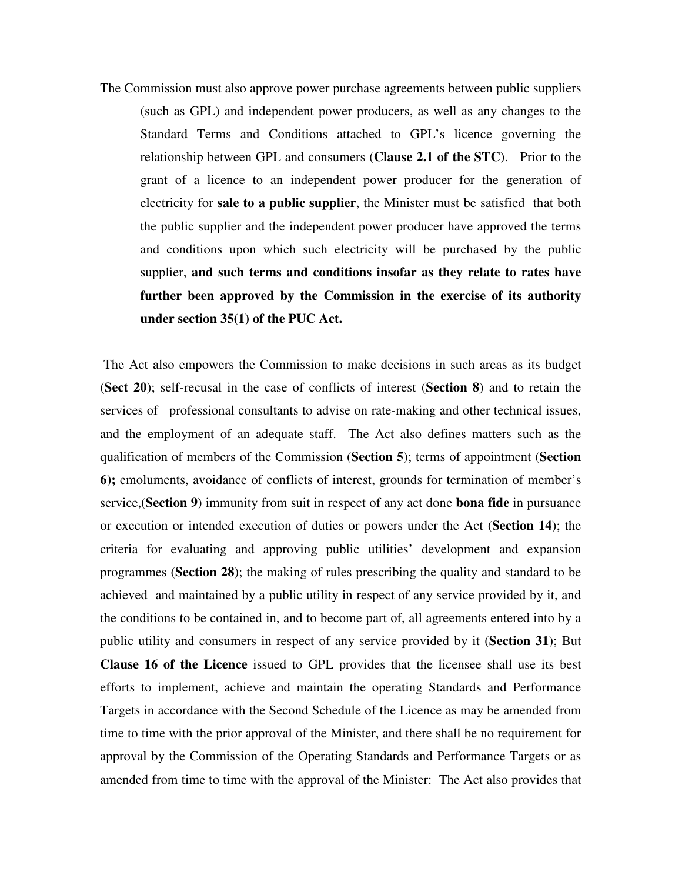The Commission must also approve power purchase agreements between public suppliers (such as GPL) and independent power producers, as well as any changes to the Standard Terms and Conditions attached to GPL's licence governing the relationship between GPL and consumers (**Clause 2.1 of the STC**). Prior to the grant of a licence to an independent power producer for the generation of electricity for **sale to a public supplier**, the Minister must be satisfied that both the public supplier and the independent power producer have approved the terms and conditions upon which such electricity will be purchased by the public supplier, **and such terms and conditions insofar as they relate to rates have further been approved by the Commission in the exercise of its authority under section 35(1) of the PUC Act.**

The Act also empowers the Commission to make decisions in such areas as its budget (**Sect 20**); self-recusal in the case of conflicts of interest (**Section 8**) and to retain the services of professional consultants to advise on rate-making and other technical issues, and the employment of an adequate staff. The Act also defines matters such as the qualification of members of the Commission (**Section 5**); terms of appointment (**Section 6);** emoluments, avoidance of conflicts of interest, grounds for termination of member's service,(**Section 9**) immunity from suit in respect of any act done **bona fide** in pursuance or execution or intended execution of duties or powers under the Act (**Section 14**); the criteria for evaluating and approving public utilities' development and expansion programmes (**Section 28**); the making of rules prescribing the quality and standard to be achieved and maintained by a public utility in respect of any service provided by it, and the conditions to be contained in, and to become part of, all agreements entered into by a public utility and consumers in respect of any service provided by it (**Section 31**); But **Clause 16 of the Licence** issued to GPL provides that the licensee shall use its best efforts to implement, achieve and maintain the operating Standards and Performance Targets in accordance with the Second Schedule of the Licence as may be amended from time to time with the prior approval of the Minister, and there shall be no requirement for approval by the Commission of the Operating Standards and Performance Targets or as amended from time to time with the approval of the Minister: The Act also provides that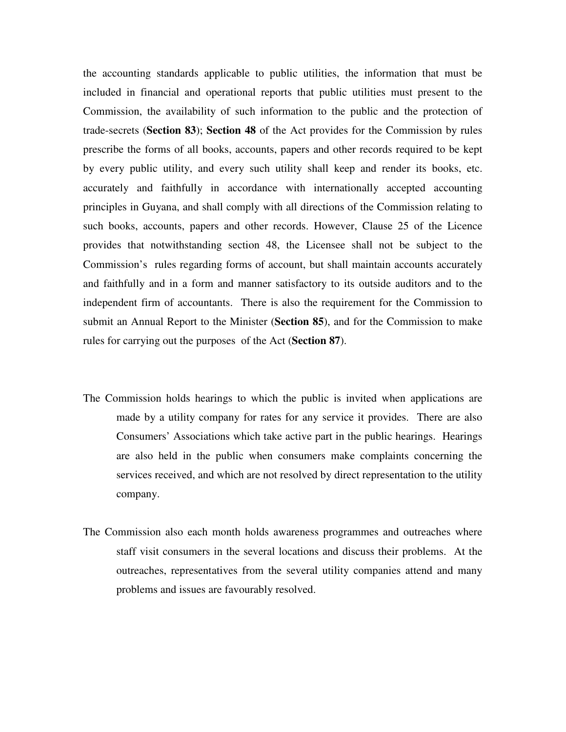the accounting standards applicable to public utilities, the information that must be included in financial and operational reports that public utilities must present to the Commission, the availability of such information to the public and the protection of trade-secrets (**Section 83**); **Section 48** of the Act provides for the Commission by rules prescribe the forms of all books, accounts, papers and other records required to be kept by every public utility, and every such utility shall keep and render its books, etc. accurately and faithfully in accordance with internationally accepted accounting principles in Guyana, and shall comply with all directions of the Commission relating to such books, accounts, papers and other records. However, Clause 25 of the Licence provides that notwithstanding section 48, the Licensee shall not be subject to the Commission's rules regarding forms of account, but shall maintain accounts accurately and faithfully and in a form and manner satisfactory to its outside auditors and to the independent firm of accountants. There is also the requirement for the Commission to submit an Annual Report to the Minister (**Section 85**), and for the Commission to make rules for carrying out the purposes of the Act (**Section 87**).

The Commission holds hearings to which the public is invited when applications are made by a utility company for rates for any service it provides. There are also Consumers' Associations which take active part in the public hearings. Hearings are also held in the public when consumers make complaints concerning the services received, and which are not resolved by direct representation to the utility company.

The Commission also each month holds awareness programmes and outreaches where staff visit consumers in the several locations and discuss their problems. At the outreaches, representatives from the several utility companies attend and many problems and issues are favourably resolved.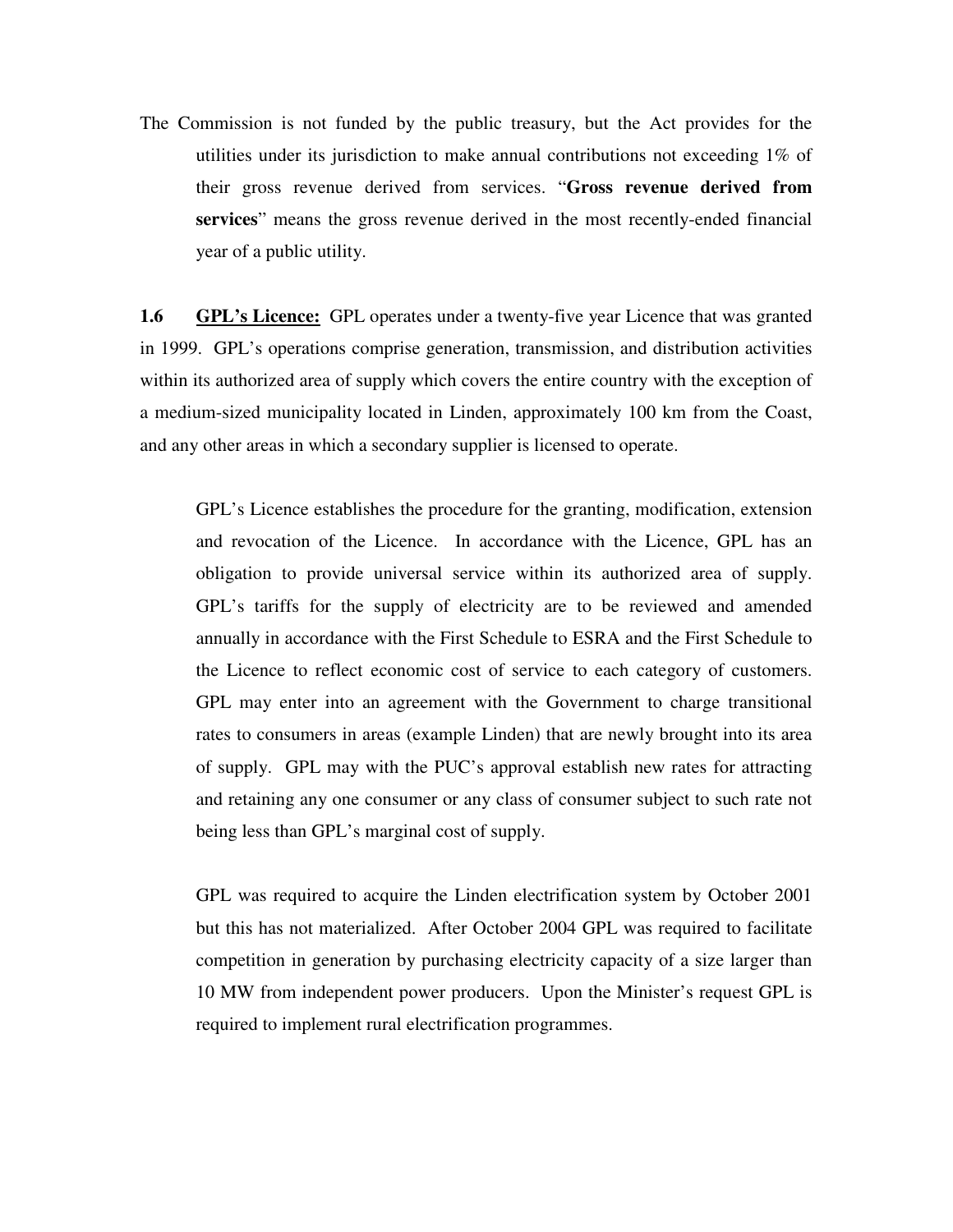The Commission is not funded by the public treasury, but the Act provides for the utilities under its jurisdiction to make annual contributions not exceeding 1% of their gross revenue derived from services. "**Gross revenue derived from services**" means the gross revenue derived in the most recently-ended financial year of a public utility.

**1.6 <u>GPL's Licence:</u>** GPL operates under a twenty-five year Licence that was granted in 1999. GPL's operations comprise generation, transmission, and distribution activities within its authorized area of supply which covers the entire country with the exception of a medium-sized municipality located in Linden, approximately 100 km from the Coast, and any other areas in which a secondary supplier is licensed to operate.

GPL's Licence establishes the procedure for the granting, modification, extension and revocation of the Licence. In accordance with the Licence, GPL has an obligation to provide universal service within its authorized area of supply. GPL's tariffs for the supply of electricity are to be reviewed and amended annually in accordance with the First Schedule to ESRA and the First Schedule to the Licence to reflect economic cost of service to each category of customers. GPL may enter into an agreement with the Government to charge transitional rates to consumers in areas (example Linden) that are newly brought into its area of supply. GPL may with the PUC's approval establish new rates for attracting and retaining any one consumer or any class of consumer subject to such rate not being less than GPL's marginal cost of supply.

GPL was required to acquire the Linden electrification system by October 2001 but this has not materialized. After October 2004 GPL was required to facilitate competition in generation by purchasing electricity capacity of a size larger than 10 MW from independent power producers. Upon the Minister's request GPL is required to implement rural electrification programmes.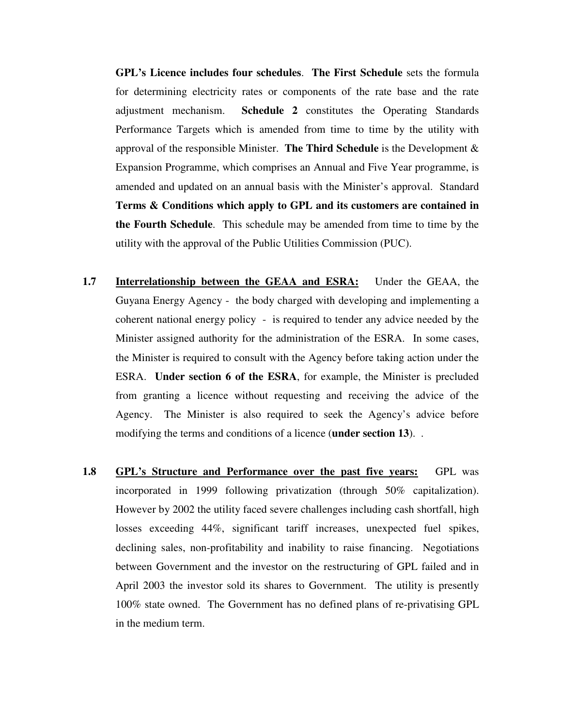**GPL's Licence includes four schedules**. **The First Schedule** sets the formula for determining electricity rates or components of the rate base and the rate adjustment mechanism. **Schedule 2** constitutes the Operating Standards Performance Targets which is amended from time to time by the utility with approval of the responsible Minister. **The Third Schedule** is the Development & Expansion Programme, which comprises an Annual and Five Year programme, is amended and updated on an annual basis with the Minister's approval. Standard **Terms & Conditions which apply to GPL and its customers are contained in the Fourth Schedule**. This schedule may be amended from time to time by the utility with the approval of the Public Utilities Commission (PUC).

**1.7** <u>**Interrelationship between the GEAA and ESRA:**</u> Under the GEAA, the Guyana Energy Agency - the body charged with developing and implementing a coherent national energy policy - is required to tender any advice needed by the Minister assigned authority for the administration of the ESRA. In some cases, the Minister is required to consult with the Agency before taking action under the ESRA. **Under section 6 of the ESRA**, for example, the Minister is precluded from granting a licence without requesting and receiving the advice of the Agency. The Minister is also required to seek the Agency's advice before modifying the terms and conditions of a licence (**under section 13**). .

**1.8** <u>**GPL's Structure and Performance over the past five years:**</u> GPL was incorporated in 1999 following privatization (through 50% capitalization). However by 2002 the utility faced severe challenges including cash shortfall, high losses exceeding 44%, significant tariff increases, unexpected fuel spikes, declining sales, non-profitability and inability to raise financing. Negotiations between Government and the investor on the restructuring of GPL failed and in April 2003 the investor sold its shares to Government. The utility is presently 100% state owned. The Government has no defined plans of re-privatising GPL in the medium term.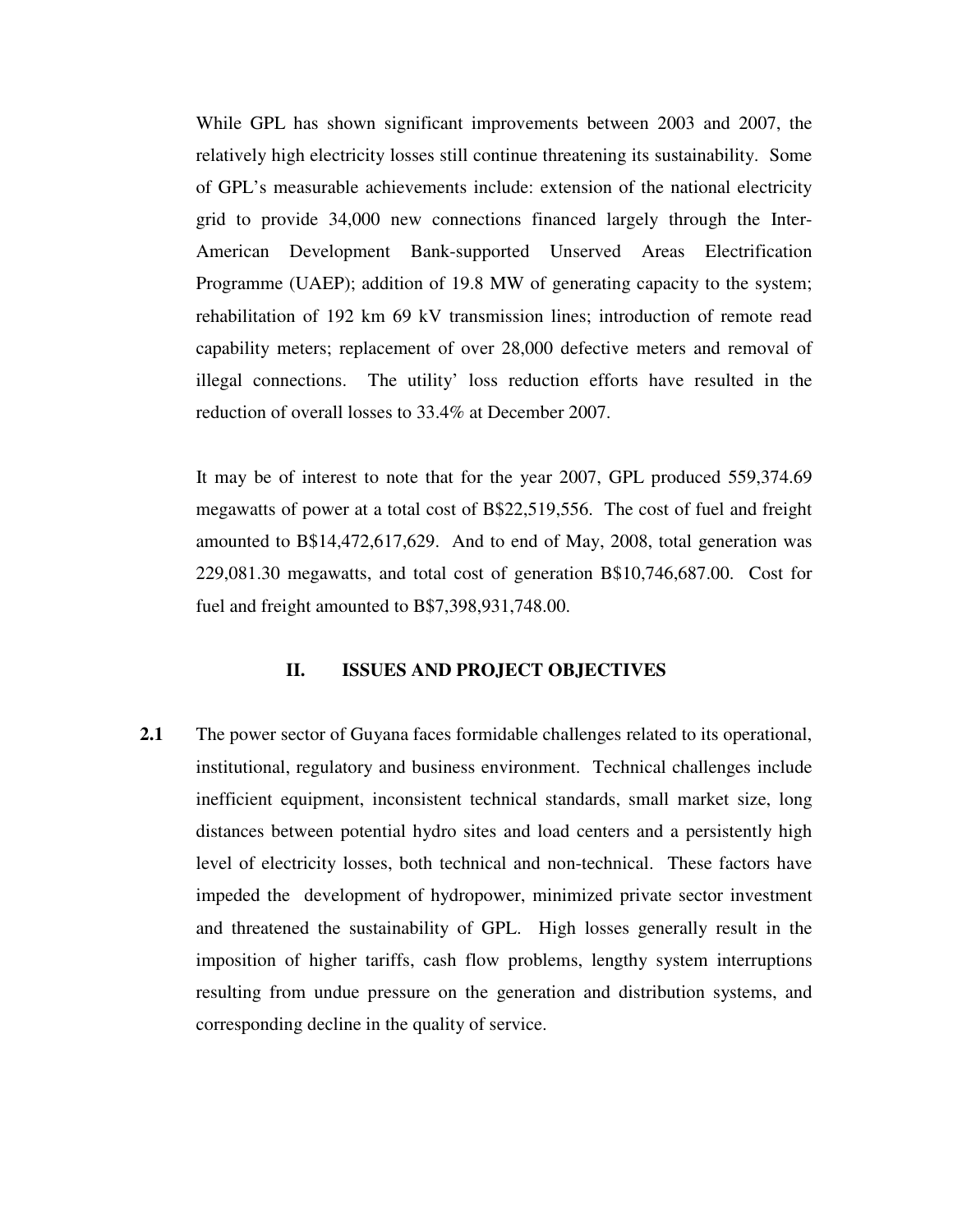While GPL has shown significant improvements between 2003 and 2007, the relatively high electricity losses still continue threatening its sustainability. Some of GPL's measurable achievements include: extension of the national electricity grid to provide 34,000 new connections financed largely through the Inter-American Development Bank-supported Unserved Areas Electrification Programme (UAEP); addition of 19.8 MW of generating capacity to the system; rehabilitation of 192 km 69 kV transmission lines; introduction of remote read capability meters; replacement of over 28,000 defective meters and removal of illegal connections. The utility' loss reduction efforts have resulted in the reduction of overall losses to 33.4% at December 2007.

It may be of interest to note that for the year 2007, GPL produced 559,374.69 megawatts of power at a total cost of B$22,519,556. The cost of fuel and freight amounted to B$14,472,617,629. And to end of May, 2008, total generation was 229,081.30 megawatts, and total cost of generation B$10,746,687.00. Cost for fuel and freight amounted to B$7,398,931,748.00.

## II. ISSUES AND PROJECT OBJECTIVES

**2.1** The power sector of Guyana faces formidable challenges related to its operational, institutional, regulatory and business environment. Technical challenges include inefficient equipment, inconsistent technical standards, small market size, long distances between potential hydro sites and load centers and a persistently high level of electricity losses, both technical and non-technical. These factors have impeded the development of hydropower, minimized private sector investment and threatened the sustainability of GPL. High losses generally result in the imposition of higher tariffs, cash flow problems, lengthy system interruptions resulting from undue pressure on the generation and distribution systems, and corresponding decline in the quality of service.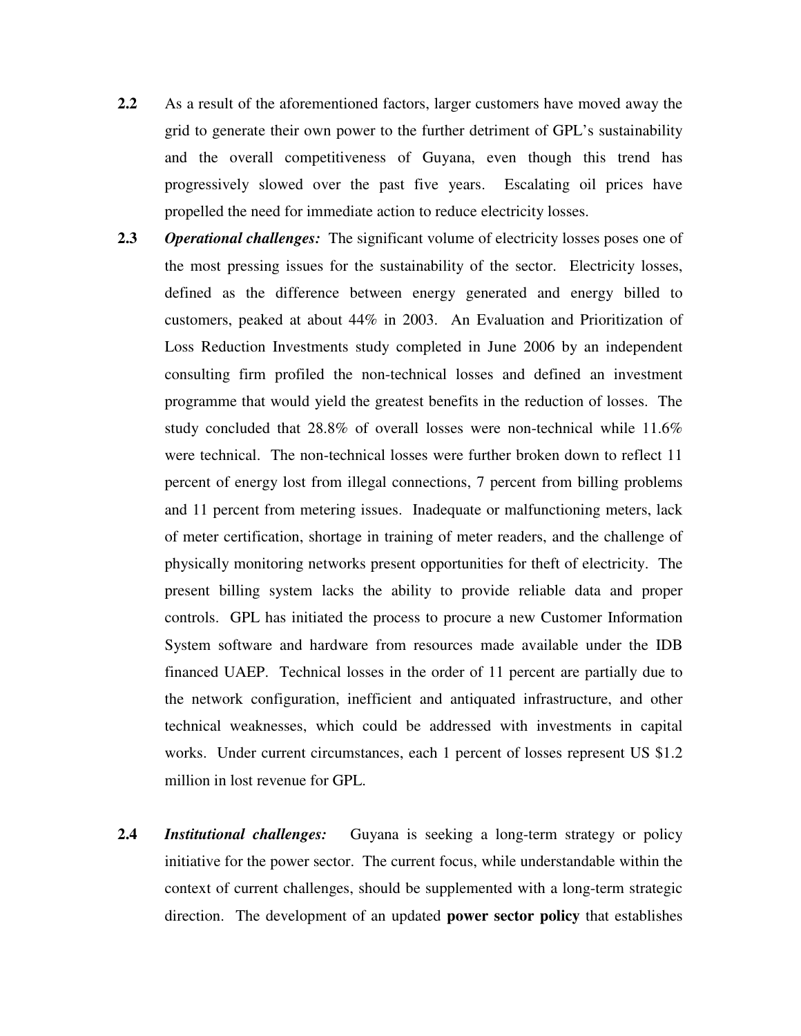**2.2** As a result of the aforementioned factors, larger customers have moved away the grid to generate their own power to the further detriment of GPL's sustainability and the overall competitiveness of Guyana, even though this trend has progressively slowed over the past five years. Escalating oil prices have propelled the need for immediate action to reduce electricity losses.

**2.3** ***Operational challenges:*** The significant volume of electricity losses poses one of the most pressing issues for the sustainability of the sector. Electricity losses, defined as the difference between energy generated and energy billed to customers, peaked at about 44% in 2003. An Evaluation and Prioritization of Loss Reduction Investments study completed in June 2006 by an independent consulting firm profiled the non-technical losses and defined an investment programme that would yield the greatest benefits in the reduction of losses. The study concluded that 28.8% of overall losses were non-technical while 11.6% were technical. The non-technical losses were further broken down to reflect 11 percent of energy lost from illegal connections, 7 percent from billing problems and 11 percent from metering issues. Inadequate or malfunctioning meters, lack of meter certification, shortage in training of meter readers, and the challenge of physically monitoring networks present opportunities for theft of electricity. The present billing system lacks the ability to provide reliable data and proper controls. GPL has initiated the process to procure a new Customer Information System software and hardware from resources made available under the IDB financed UAEP. Technical losses in the order of 11 percent are partially due to the network configuration, inefficient and antiquated infrastructure, and other technical weaknesses, which could be addressed with investments in capital works. Under current circumstances, each 1 percent of losses represent US $1.2 million in lost revenue for GPL.

**2.4** ***Institutional challenges:*** Guyana is seeking a long-term strategy or policy initiative for the power sector. The current focus, while understandable within the context of current challenges, should be supplemented with a long-term strategic direction. The development of an updated **power sector policy** that establishes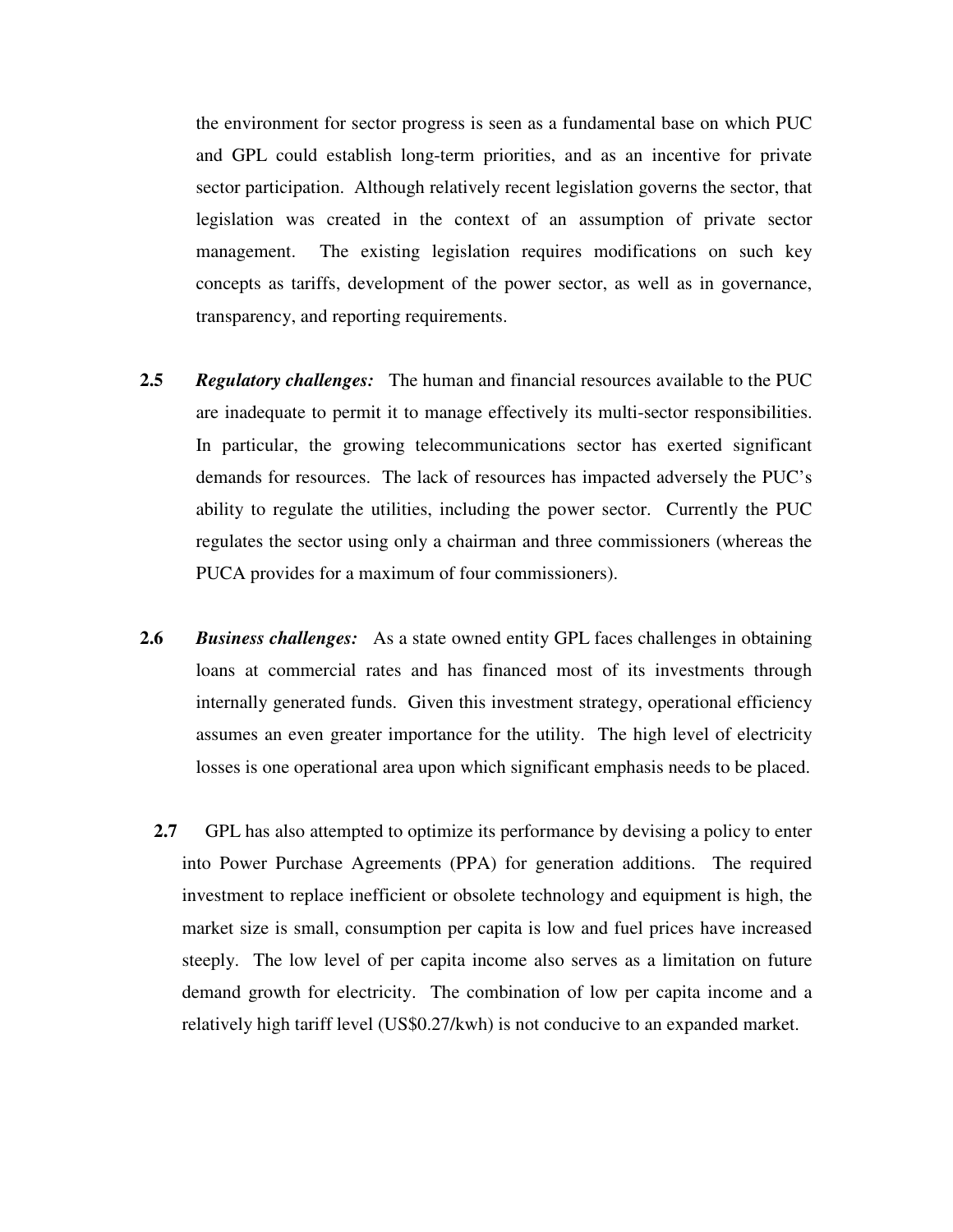the environment for sector progress is seen as a fundamental base on which PUC and GPL could establish long-term priorities, and as an incentive for private sector participation. Although relatively recent legislation governs the sector, that legislation was created in the context of an assumption of private sector management. The existing legislation requires modifications on such key concepts as tariffs, development of the power sector, as well as in governance, transparency, and reporting requirements.

**2.5** ***Regulatory challenges:*** The human and financial resources available to the PUC are inadequate to permit it to manage effectively its multi-sector responsibilities. In particular, the growing telecommunications sector has exerted significant demands for resources. The lack of resources has impacted adversely the PUC's ability to regulate the utilities, including the power sector. Currently the PUC regulates the sector using only a chairman and three commissioners (whereas the PUCA provides for a maximum of four commissioners).

**2.6** ***Business challenges:*** As a state owned entity GPL faces challenges in obtaining loans at commercial rates and has financed most of its investments through internally generated funds. Given this investment strategy, operational efficiency assumes an even greater importance for the utility. The high level of electricity losses is one operational area upon which significant emphasis needs to be placed.

**2.7** GPL has also attempted to optimize its performance by devising a policy to enter into Power Purchase Agreements (PPA) for generation additions. The required investment to replace inefficient or obsolete technology and equipment is high, the market size is small, consumption per capita is low and fuel prices have increased steeply. The low level of per capita income also serves as a limitation on future demand growth for electricity. The combination of low per capita income and a relatively high tariff level (US$0.27/kwh) is not conducive to an expanded market.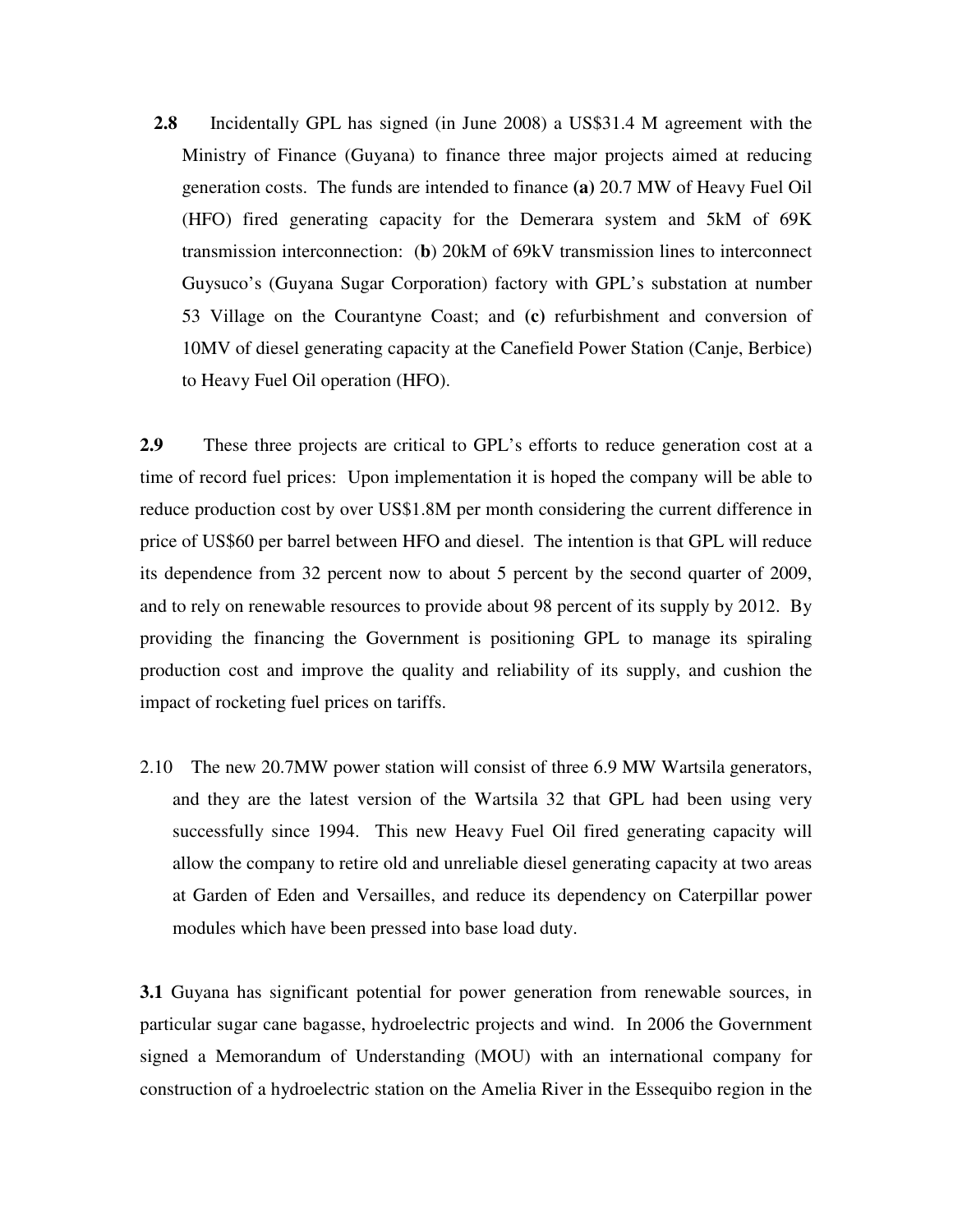**2.8** Incidentally GPL has signed (in June 2008) a US$31.4 M agreement with the Ministry of Finance (Guyana) to finance three major projects aimed at reducing generation costs. The funds are intended to finance **(a)** 20.7 MW of Heavy Fuel Oil (HFO) fired generating capacity for the Demerara system and 5kM of 69K transmission interconnection: (**b**) 20kM of 69kV transmission lines to interconnect Guysuco's (Guyana Sugar Corporation) factory with GPL's substation at number 53 Village on the Courantyne Coast; and **(c)** refurbishment and conversion of 10MV of diesel generating capacity at the Canefield Power Station (Canje, Berbice) to Heavy Fuel Oil operation (HFO).

**2.9** These three projects are critical to GPL's efforts to reduce generation cost at a time of record fuel prices: Upon implementation it is hoped the company will be able to reduce production cost by over US$1.8M per month considering the current difference in price of US$60 per barrel between HFO and diesel. The intention is that GPL will reduce its dependence from 32 percent now to about 5 percent by the second quarter of 2009, and to rely on renewable resources to provide about 98 percent of its supply by 2012. By providing the financing the Government is positioning GPL to manage its spiraling production cost and improve the quality and reliability of its supply, and cushion the impact of rocketing fuel prices on tariffs.

2.10 The new 20.7MW power station will consist of three 6.9 MW Wartsila generators, and they are the latest version of the Wartsila 32 that GPL had been using very successfully since 1994. This new Heavy Fuel Oil fired generating capacity will allow the company to retire old and unreliable diesel generating capacity at two areas at Garden of Eden and Versailles, and reduce its dependency on Caterpillar power modules which have been pressed into base load duty.

**3.1** Guyana has significant potential for power generation from renewable sources, in particular sugar cane bagasse, hydroelectric projects and wind. In 2006 the Government signed a Memorandum of Understanding (MOU) with an international company for construction of a hydroelectric station on the Amelia River in the Essequibo region in the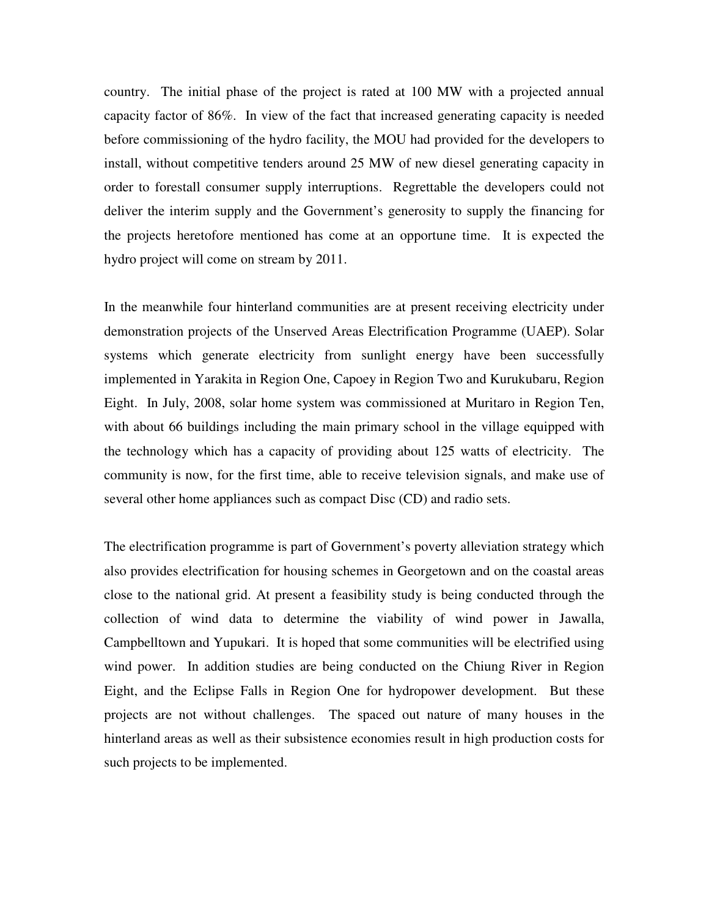country. The initial phase of the project is rated at 100 MW with a projected annual capacity factor of 86%. In view of the fact that increased generating capacity is needed before commissioning of the hydro facility, the MOU had provided for the developers to install, without competitive tenders around 25 MW of new diesel generating capacity in order to forestall consumer supply interruptions. Regrettable the developers could not deliver the interim supply and the Government's generosity to supply the financing for the projects heretofore mentioned has come at an opportune time. It is expected the hydro project will come on stream by 2011.

In the meanwhile four hinterland communities are at present receiving electricity under demonstration projects of the Unserved Areas Electrification Programme (UAEP). Solar systems which generate electricity from sunlight energy have been successfully implemented in Yarakita in Region One, Capoey in Region Two and Kurukubaru, Region Eight. In July, 2008, solar home system was commissioned at Muritaro in Region Ten, with about 66 buildings including the main primary school in the village equipped with the technology which has a capacity of providing about 125 watts of electricity. The community is now, for the first time, able to receive television signals, and make use of several other home appliances such as compact Disc (CD) and radio sets.

The electrification programme is part of Government's poverty alleviation strategy which also provides electrification for housing schemes in Georgetown and on the coastal areas close to the national grid. At present a feasibility study is being conducted through the collection of wind data to determine the viability of wind power in Jawalla, Campbelltown and Yupukari. It is hoped that some communities will be electrified using wind power. In addition studies are being conducted on the Chiung River in Region Eight, and the Eclipse Falls in Region One for hydropower development. But these projects are not without challenges. The spaced out nature of many houses in the hinterland areas as well as their subsistence economies result in high production costs for such projects to be implemented.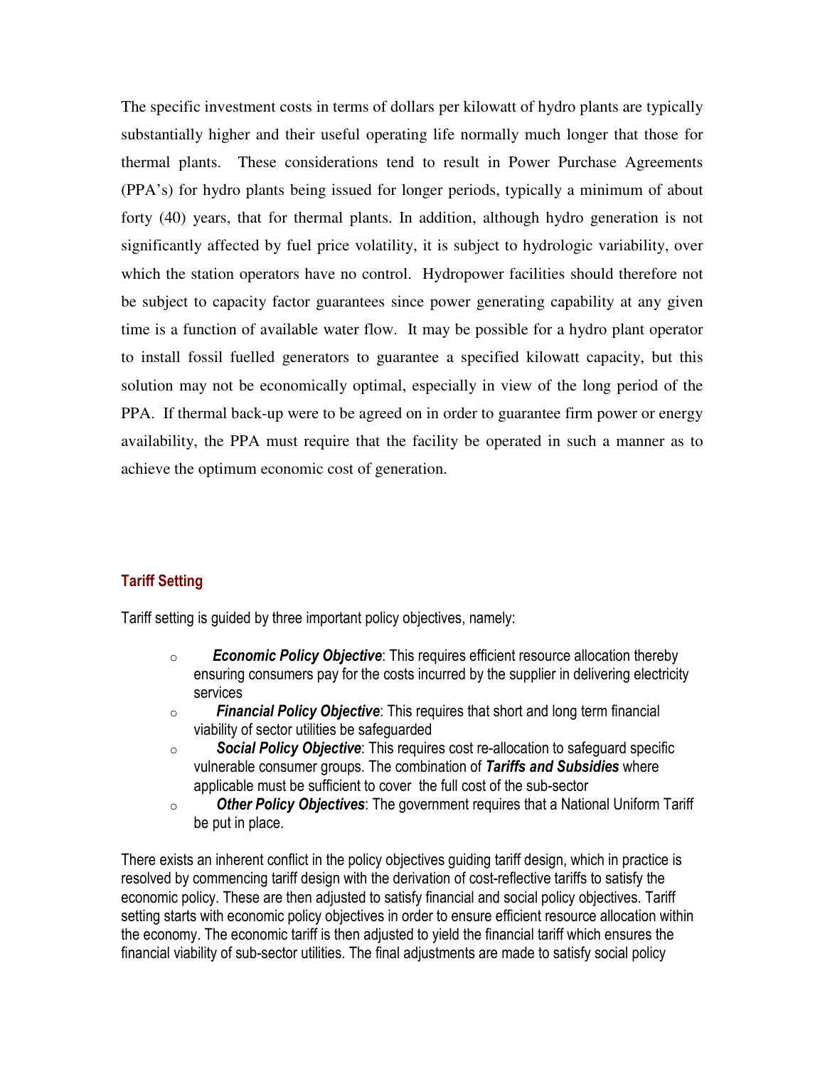The specific investment costs in terms of dollars per kilowatt of hydro plants are typically substantially higher and their useful operating life normally much longer that those for thermal plants. These considerations tend to result in Power Purchase Agreements (PPA's) for hydro plants being issued for longer periods, typically a minimum of about forty (40) years, that for thermal plants. In addition, although hydro generation is not significantly affected by fuel price volatility, it is subject to hydrologic variability, over which the station operators have no control. Hydropower facilities should therefore not be subject to capacity factor guarantees since power generating capability at any given time is a function of available water flow. It may be possible for a hydro plant operator to install fossil fuelled generators to guarantee a specified kilowatt capacity, but this solution may not be economically optimal, especially in view of the long period of the PPA. If thermal back-up were to be agreed on in order to guarantee firm power or energy availability, the PPA must require that the facility be operated in such a manner as to achieve the optimum economic cost of generation.

## Tariff Setting

Tariff setting is guided by three important policy objectives, namely:

- ***Economic Policy Objective***: This requires efficient resource allocation thereby ensuring consumers pay for the costs incurred by the supplier in delivering electricity services
- ***Financial Policy Objective***: This requires that short and long term financial viability of sector utilities be safeguarded
- ***Social Policy Objective***: This requires cost re-allocation to safeguard specific vulnerable consumer groups. The combination of ***Tariffs and Subsidies*** where applicable must be sufficient to cover the full cost of the sub-sector
- ***Other Policy Objectives***: The government requires that a National Uniform Tariff be put in place.

There exists an inherent conflict in the policy objectives guiding tariff design, which in practice is resolved by commencing tariff design with the derivation of cost-reflective tariffs to satisfy the economic policy. These are then adjusted to satisfy financial and social policy objectives. Tariff setting starts with economic policy objectives in order to ensure efficient resource allocation within the economy. The economic tariff is then adjusted to yield the financial tariff which ensures the financial viability of sub-sector utilities. The final adjustments are made to satisfy social policy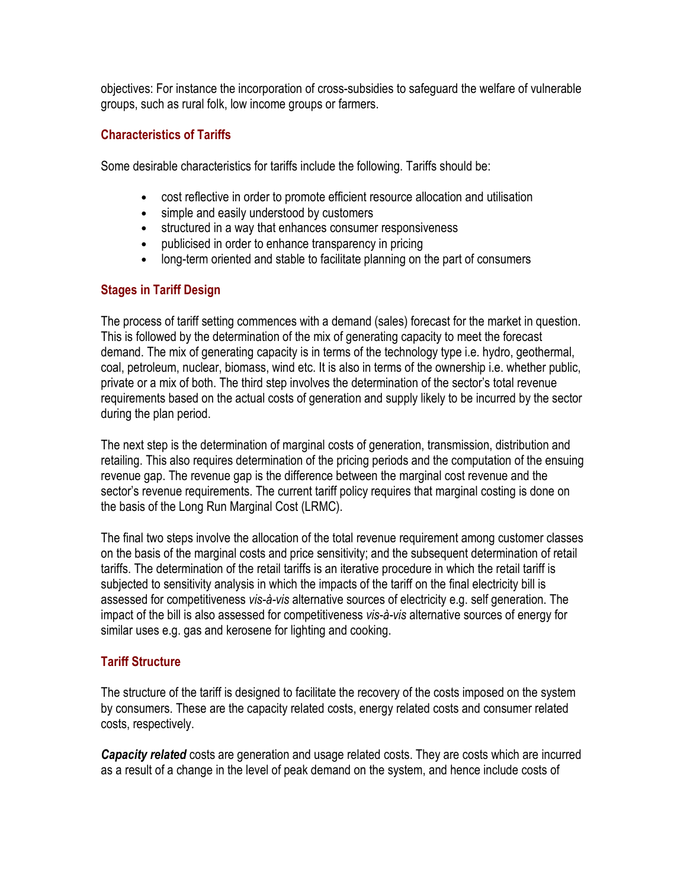objectives: For instance the incorporation of cross-subsidies to safeguard the welfare of vulnerable groups, such as rural folk, low income groups or farmers.

### Characteristics of Tariffs

Some desirable characteristics for tariffs include the following. Tariffs should be:

- cost reflective in order to promote efficient resource allocation and utilisation
- simple and easily understood by customers
- structured in a way that enhances consumer responsiveness
- publicised in order to enhance transparency in pricing
- long-term oriented and stable to facilitate planning on the part of consumers

### Stages in Tariff Design

The process of tariff setting commences with a demand (sales) forecast for the market in question. This is followed by the determination of the mix of generating capacity to meet the forecast demand. The mix of generating capacity is in terms of the technology type i.e. hydro, geothermal, coal, petroleum, nuclear, biomass, wind etc. It is also in terms of the ownership i.e. whether public, private or a mix of both. The third step involves the determination of the sector's total revenue requirements based on the actual costs of generation and supply likely to be incurred by the sector during the plan period.

The next step is the determination of marginal costs of generation, transmission, distribution and retailing. This also requires determination of the pricing periods and the computation of the ensuing revenue gap. The revenue gap is the difference between the marginal cost revenue and the sector's revenue requirements. The current tariff policy requires that marginal costing is done on the basis of the Long Run Marginal Cost (LRMC).

The final two steps involve the allocation of the total revenue requirement among customer classes on the basis of the marginal costs and price sensitivity; and the subsequent determination of retail tariffs. The determination of the retail tariffs is an iterative procedure in which the retail tariff is subjected to sensitivity analysis in which the impacts of the tariff on the final electricity bill is assessed for competitiveness *vis-à-vis* alternative sources of electricity e.g. self generation. The impact of the bill is also assessed for competitiveness *vis-à-vis* alternative sources of energy for similar uses e.g. gas and kerosene for lighting and cooking.

### Tariff Structure

The structure of the tariff is designed to facilitate the recovery of the costs imposed on the system by consumers. These are the capacity related costs, energy related costs and consumer related costs, respectively.

***Capacity related*** costs are generation and usage related costs. They are costs which are incurred as a result of a change in the level of peak demand on the system, and hence include costs of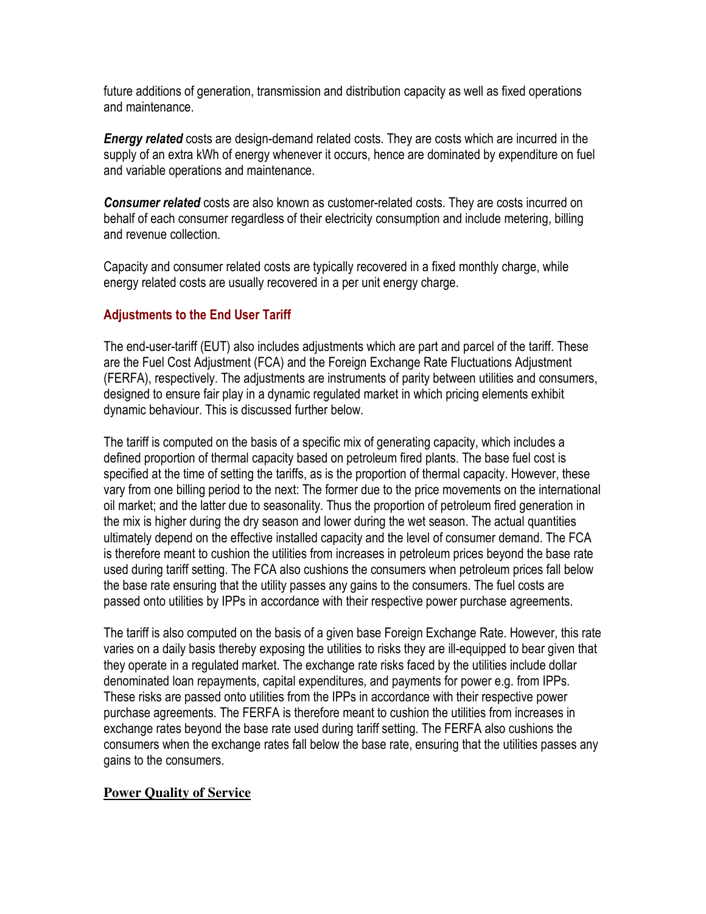future additions of generation, transmission and distribution capacity as well as fixed operations and maintenance.

***Energy related*** costs are design-demand related costs. They are costs which are incurred in the supply of an extra kWh of energy whenever it occurs, hence are dominated by expenditure on fuel and variable operations and maintenance.

***Consumer related*** costs are also known as customer-related costs. They are costs incurred on behalf of each consumer regardless of their electricity consumption and include metering, billing and revenue collection.

Capacity and consumer related costs are typically recovered in a fixed monthly charge, while energy related costs are usually recovered in a per unit energy charge.

### Adjustments to the End User Tariff

The end-user-tariff (EUT) also includes adjustments which are part and parcel of the tariff. These are the Fuel Cost Adjustment (FCA) and the Foreign Exchange Rate Fluctuations Adjustment (FERFA), respectively. The adjustments are instruments of parity between utilities and consumers, designed to ensure fair play in a dynamic regulated market in which pricing elements exhibit dynamic behaviour. This is discussed further below.

The tariff is computed on the basis of a specific mix of generating capacity, which includes a defined proportion of thermal capacity based on petroleum fired plants. The base fuel cost is specified at the time of setting the tariffs, as is the proportion of thermal capacity. However, these vary from one billing period to the next: The former due to the price movements on the international oil market; and the latter due to seasonality. Thus the proportion of petroleum fired generation in the mix is higher during the dry season and lower during the wet season. The actual quantities ultimately depend on the effective installed capacity and the level of consumer demand. The FCA is therefore meant to cushion the utilities from increases in petroleum prices beyond the base rate used during tariff setting. The FCA also cushions the consumers when petroleum prices fall below the base rate ensuring that the utility passes any gains to the consumers. The fuel costs are passed onto utilities by IPPs in accordance with their respective power purchase agreements.

The tariff is also computed on the basis of a given base Foreign Exchange Rate. However, this rate varies on a daily basis thereby exposing the utilities to risks they are ill-equipped to bear given that they operate in a regulated market. The exchange rate risks faced by the utilities include dollar denominated loan repayments, capital expenditures, and payments for power e.g. from IPPs. These risks are passed onto utilities from the IPPs in accordance with their respective power purchase agreements. The FERFA is therefore meant to cushion the utilities from increases in exchange rates beyond the base rate used during tariff setting. The FERFA also cushions the consumers when the exchange rates fall below the base rate, ensuring that the utilities passes any gains to the consumers.

## Power Quality of Service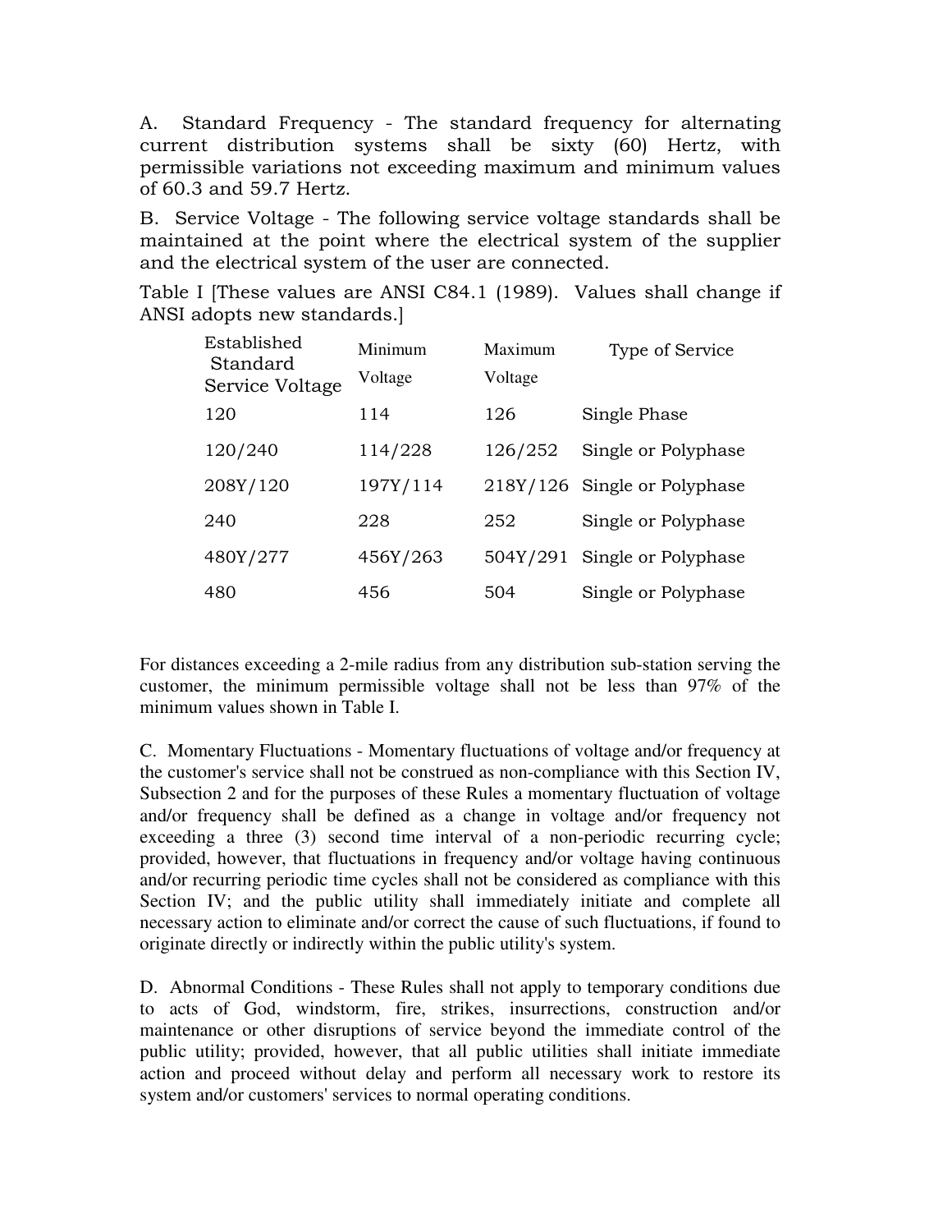A. Standard Frequency - The standard frequency for alternating current distribution systems shall be sixty (60) Hertz, with permissible variations not exceeding maximum and minimum values of 60.3 and 59.7 Hertz.

B. Service Voltage - The following service voltage standards shall be maintained at the point where the electrical system of the supplier and the electrical system of the user are connected.

Table I [These values are ANSI C84.1 (1989). Values shall change if ANSI adopts new standards.]

| Established Standard Service Voltage | Minimum Voltage | Maximum Voltage | Type of Service |
|---|---|---|---|
| 120 | 114 | 126 | Single Phase |
| 120/240 | 114/228 | 126/252 | Single or Polyphase |
| 208Y/120 | 197Y/114 | 218Y/126 | Single or Polyphase |
| 240 | 228 | 252 | Single or Polyphase |
| 480Y/277 | 456Y/263 | 504Y/291 | Single or Polyphase |
| 480 | 456 | 504 | Single or Polyphase |

For distances exceeding a 2-mile radius from any distribution sub-station serving the customer, the minimum permissible voltage shall not be less than 97% of the minimum values shown in Table I.

C. Momentary Fluctuations - Momentary fluctuations of voltage and/or frequency at the customer's service shall not be construed as non-compliance with this Section IV, Subsection 2 and for the purposes of these Rules a momentary fluctuation of voltage and/or frequency shall be defined as a change in voltage and/or frequency not exceeding a three (3) second time interval of a non-periodic recurring cycle; provided, however, that fluctuations in frequency and/or voltage having continuous and/or recurring periodic time cycles shall not be considered as compliance with this Section IV; and the public utility shall immediately initiate and complete all necessary action to eliminate and/or correct the cause of such fluctuations, if found to originate directly or indirectly within the public utility's system.

D. Abnormal Conditions - These Rules shall not apply to temporary conditions due to acts of God, windstorm, fire, strikes, insurrections, construction and/or maintenance or other disruptions of service beyond the immediate control of the public utility; provided, however, that all public utilities shall initiate immediate action and proceed without delay and perform all necessary work to restore its system and/or customers' services to normal operating conditions.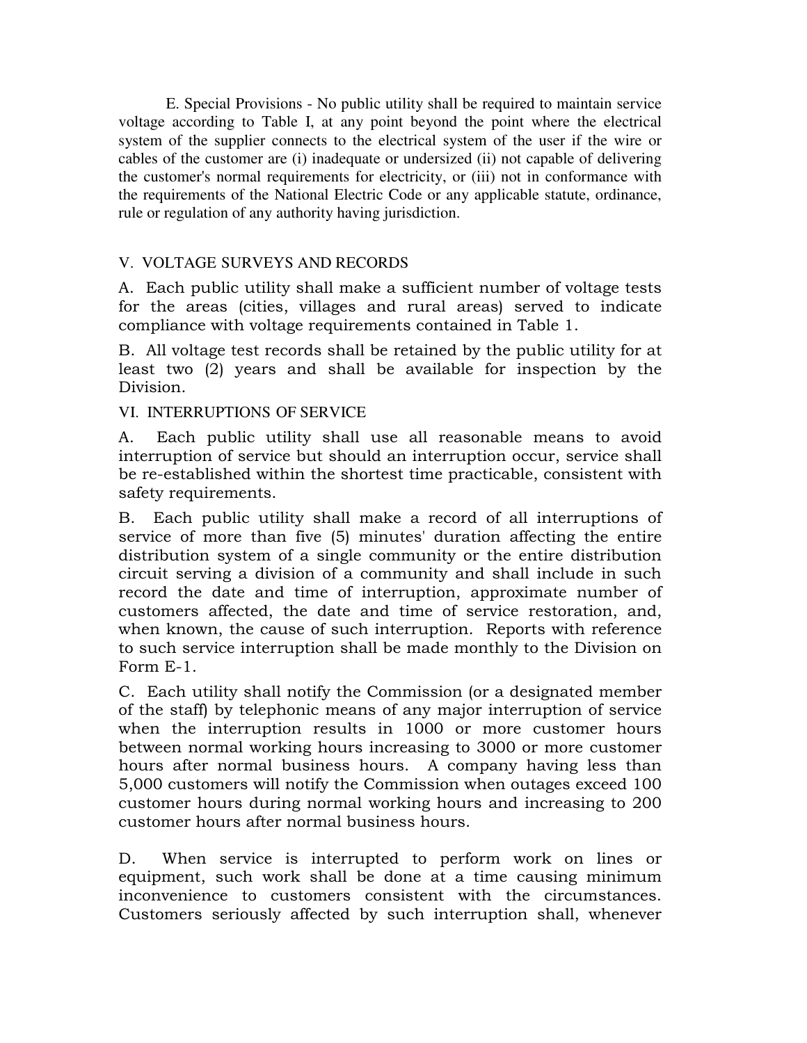E. Special Provisions - No public utility shall be required to maintain service voltage according to Table I, at any point beyond the point where the electrical system of the supplier connects to the electrical system of the user if the wire or cables of the customer are (i) inadequate or undersized (ii) not capable of delivering the customer's normal requirements for electricity, or (iii) not in conformance with the requirements of the National Electric Code or any applicable statute, ordinance, rule or regulation of any authority having jurisdiction.

## V. VOLTAGE SURVEYS AND RECORDS

A. Each public utility shall make a sufficient number of voltage tests for the areas (cities, villages and rural areas) served to indicate compliance with voltage requirements contained in Table 1.

B. All voltage test records shall be retained by the public utility for at least two (2) years and shall be available for inspection by the Division.

## VI. INTERRUPTIONS OF SERVICE

A. Each public utility shall use all reasonable means to avoid interruption of service but should an interruption occur, service shall be re-established within the shortest time practicable, consistent with safety requirements.

B. Each public utility shall make a record of all interruptions of service of more than five (5) minutes' duration affecting the entire distribution system of a single community or the entire distribution circuit serving a division of a community and shall include in such record the date and time of interruption, approximate number of customers affected, the date and time of service restoration, and, when known, the cause of such interruption. Reports with reference to such service interruption shall be made monthly to the Division on Form E-1.

C. Each utility shall notify the Commission (or a designated member of the staff) by telephonic means of any major interruption of service when the interruption results in 1000 or more customer hours between normal working hours increasing to 3000 or more customer hours after normal business hours. A company having less than 5,000 customers will notify the Commission when outages exceed 100 customer hours during normal working hours and increasing to 200 customer hours after normal business hours.

D. When service is interrupted to perform work on lines or equipment, such work shall be done at a time causing minimum inconvenience to customers consistent with the circumstances. Customers seriously affected by such interruption shall, whenever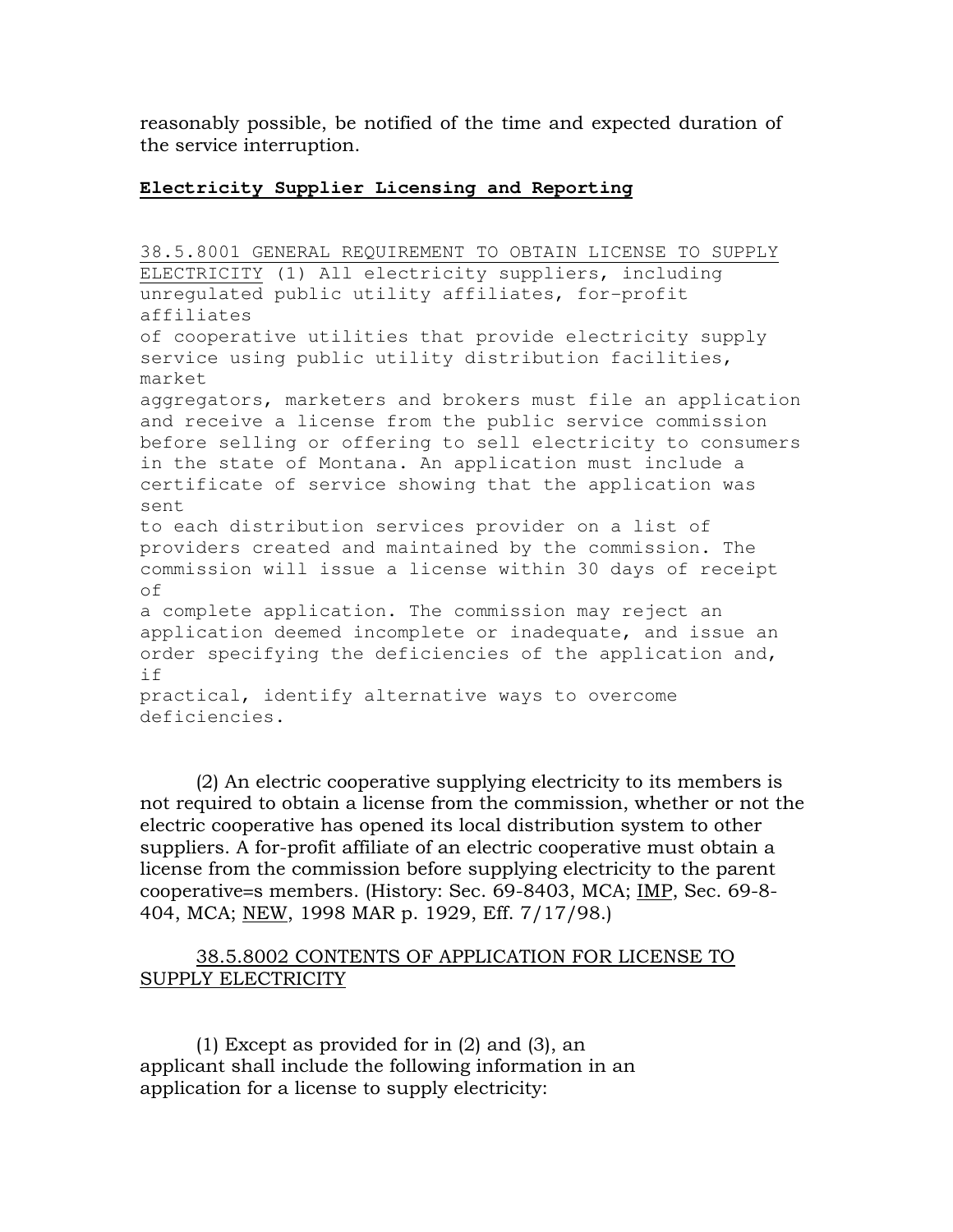reasonably possible, be notified of the time and expected duration of the service interruption.

**Electricity Supplier Licensing and Reporting**

38.5.8001 GENERAL REQUIREMENT TO OBTAIN LICENSE TO SUPPLY ELECTRICITY (1) All electricity suppliers, including unregulated public utility affiliates, for-profit affiliates of cooperative utilities that provide electricity supply service using public utility distribution facilities, market aggregators, marketers and brokers must file an application and receive a license from the public service commission before selling or offering to sell electricity to consumers in the state of Montana. An application must include a certificate of service showing that the application was sent to each distribution services provider on a list of providers created and maintained by the commission. The commission will issue a license within 30 days of receipt of a complete application. The commission may reject an application deemed incomplete or inadequate, and issue an order specifying the deficiencies of the application and, if practical, identify alternative ways to overcome deficiencies.

(2) An electric cooperative supplying electricity to its members is not required to obtain a license from the commission, whether or not the electric cooperative has opened its local distribution system to other suppliers. A for-profit affiliate of an electric cooperative must obtain a license from the commission before supplying electricity to the parent cooperative=s members. (History: Sec. 69-8403, MCA; IMP, Sec. 69-8-404, MCA; NEW, 1998 MAR p. 1929, Eff. 7/17/98.)

38.5.8002 CONTENTS OF APPLICATION FOR LICENSE TO SUPPLY ELECTRICITY

(1) Except as provided for in (2) and (3), an applicant shall include the following information in an application for a license to supply electricity: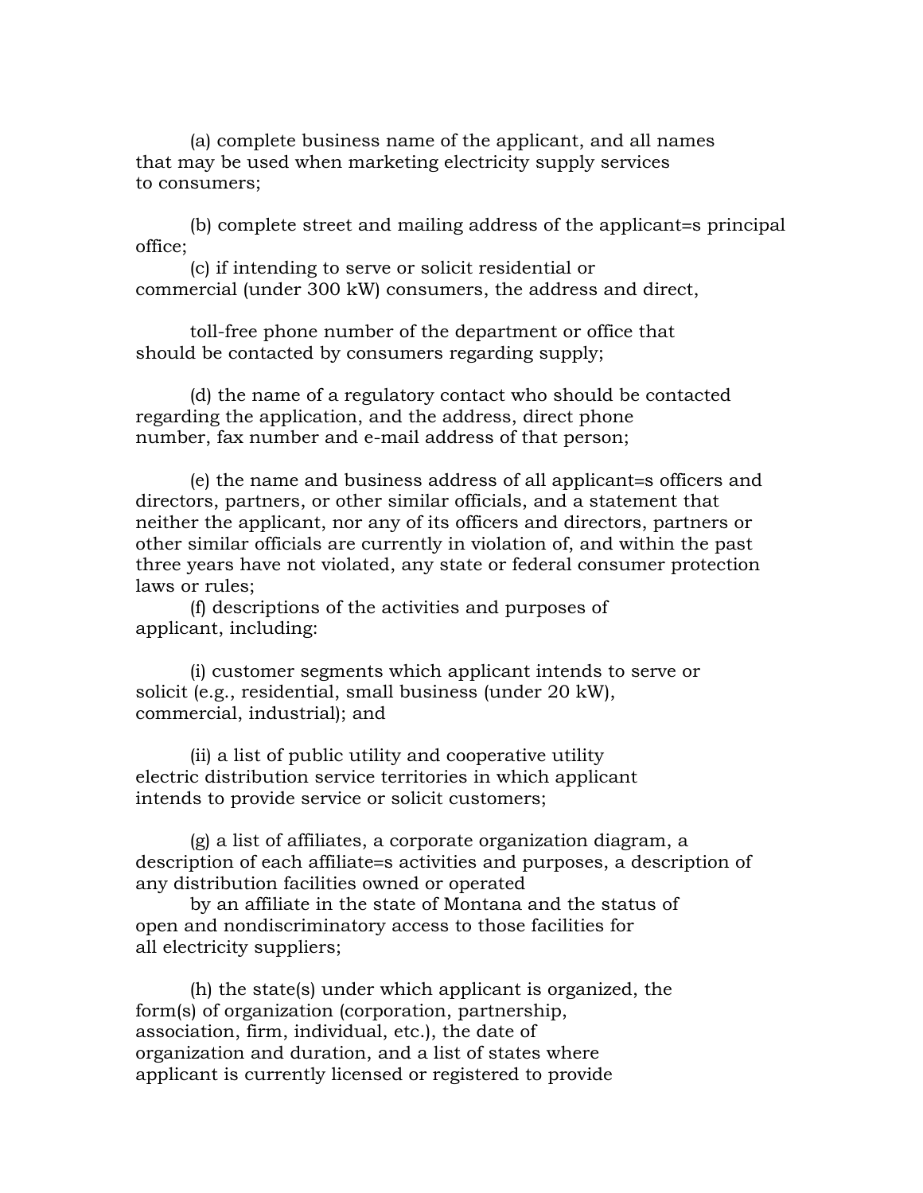(a) complete business name of the applicant, and all names that may be used when marketing electricity supply services to consumers;

(b) complete street and mailing address of the applicant=s principal office;

(c) if intending to serve or solicit residential or commercial (under 300 kW) consumers, the address and direct, toll-free phone number of the department or office that should be contacted by consumers regarding supply;

(d) the name of a regulatory contact who should be contacted regarding the application, and the address, direct phone number, fax number and e-mail address of that person;

(e) the name and business address of all applicant=s officers and directors, partners, or other similar officials, and a statement that neither the applicant, nor any of its officers and directors, partners or other similar officials are currently in violation of, and within the past three years have not violated, any state or federal consumer protection laws or rules;

(f) descriptions of the activities and purposes of applicant, including:

(i) customer segments which applicant intends to serve or solicit (e.g., residential, small business (under 20 kW), commercial, industrial); and

(ii) a list of public utility and cooperative utility electric distribution service territories in which applicant intends to provide service or solicit customers;

(g) a list of affiliates, a corporate organization diagram, a description of each affiliate=s activities and purposes, a description of any distribution facilities owned or operated by an affiliate in the state of Montana and the status of open and nondiscriminatory access to those facilities for all electricity suppliers;

(h) the state(s) under which applicant is organized, the form(s) of organization (corporation, partnership, association, firm, individual, etc.), the date of organization and duration, and a list of states where applicant is currently licensed or registered to provide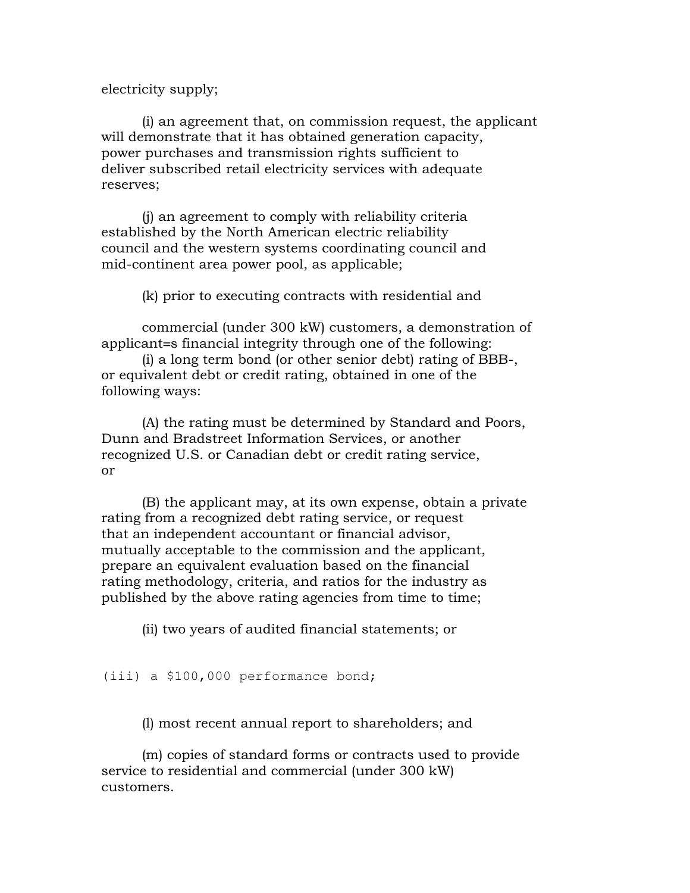electricity supply;

(i) an agreement that, on commission request, the applicant will demonstrate that it has obtained generation capacity, power purchases and transmission rights sufficient to deliver subscribed retail electricity services with adequate reserves;

(j) an agreement to comply with reliability criteria established by the North American electric reliability council and the western systems coordinating council and mid-continent area power pool, as applicable;

(k) prior to executing contracts with residential and

commercial (under 300 kW) customers, a demonstration of applicant=s financial integrity through one of the following:

(i) a long term bond (or other senior debt) rating of BBB-, or equivalent debt or credit rating, obtained in one of the following ways:

(A) the rating must be determined by Standard and Poors, Dunn and Bradstreet Information Services, or another recognized U.S. or Canadian debt or credit rating service, or

(B) the applicant may, at its own expense, obtain a private rating from a recognized debt rating service, or request that an independent accountant or financial advisor, mutually acceptable to the commission and the applicant, prepare an equivalent evaluation based on the financial rating methodology, criteria, and ratios for the industry as published by the above rating agencies from time to time;

(ii) two years of audited financial statements; or

(iii) a $100,000 performance bond;

(l) most recent annual report to shareholders; and

(m) copies of standard forms or contracts used to provide service to residential and commercial (under 300 kW) customers.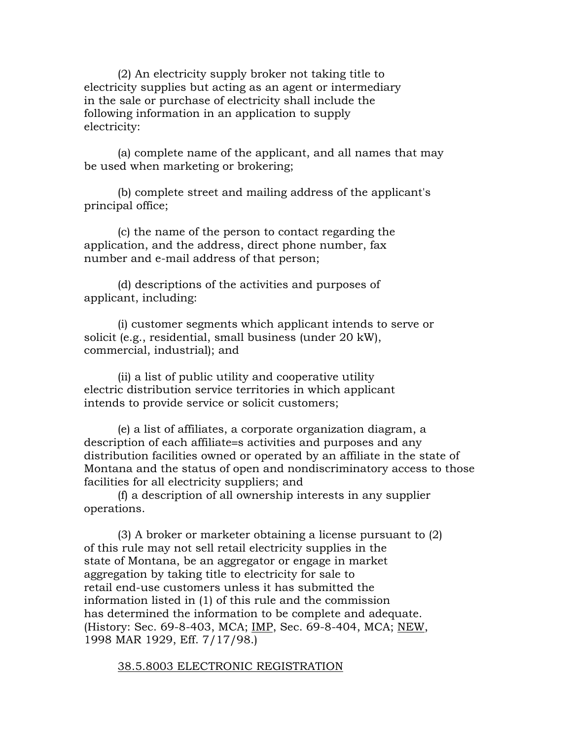(2) An electricity supply broker not taking title to electricity supplies but acting as an agent or intermediary in the sale or purchase of electricity shall include the following information in an application to supply electricity:

(a) complete name of the applicant, and all names that may be used when marketing or brokering;

(b) complete street and mailing address of the applicant's principal office;

(c) the name of the person to contact regarding the application, and the address, direct phone number, fax number and e-mail address of that person;

(d) descriptions of the activities and purposes of applicant, including:

(i) customer segments which applicant intends to serve or solicit (e.g., residential, small business (under 20 kW), commercial, industrial); and

(ii) a list of public utility and cooperative utility electric distribution service territories in which applicant intends to provide service or solicit customers;

(e) a list of affiliates, a corporate organization diagram, a description of each affiliate=s activities and purposes and any distribution facilities owned or operated by an affiliate in the state of Montana and the status of open and nondiscriminatory access to those facilities for all electricity suppliers; and

(f) a description of all ownership interests in any supplier operations.

(3) A broker or marketer obtaining a license pursuant to (2) of this rule may not sell retail electricity supplies in the state of Montana, be an aggregator or engage in market aggregation by taking title to electricity for sale to retail end-use customers unless it has submitted the information listed in (1) of this rule and the commission has determined the information to be complete and adequate. (History: Sec. 69-8-403, MCA; IMP, Sec. 69-8-404, MCA; NEW, 1998 MAR 1929, Eff. 7/17/98.)

38.5.8003 ELECTRONIC REGISTRATION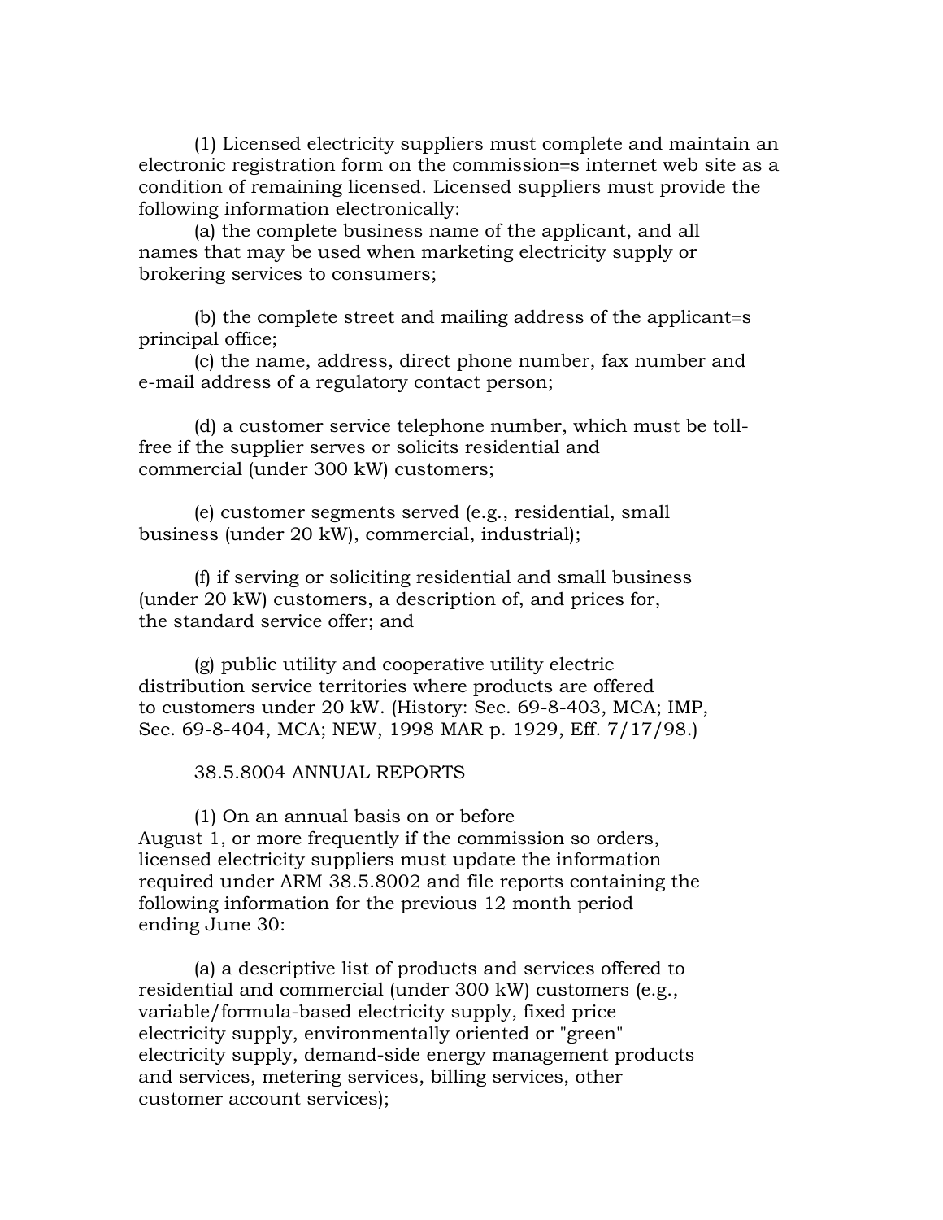(1) Licensed electricity suppliers must complete and maintain an electronic registration form on the commission=s internet web site as a condition of remaining licensed. Licensed suppliers must provide the following information electronically:

(a) the complete business name of the applicant, and all names that may be used when marketing electricity supply or brokering services to consumers;

(b) the complete street and mailing address of the applicant=s principal office;

(c) the name, address, direct phone number, fax number and e-mail address of a regulatory contact person;

(d) a customer service telephone number, which must be toll-free if the supplier serves or solicits residential and commercial (under 300 kW) customers;

(e) customer segments served (e.g., residential, small business (under 20 kW), commercial, industrial);

(f) if serving or soliciting residential and small business (under 20 kW) customers, a description of, and prices for, the standard service offer; and

(g) public utility and cooperative utility electric distribution service territories where products are offered to customers under 20 kW. (History: Sec. 69-8-403, MCA; IMP, Sec. 69-8-404, MCA; NEW, 1998 MAR p. 1929, Eff. 7/17/98.)

38.5.8004 ANNUAL REPORTS

(1) On an annual basis on or before August 1, or more frequently if the commission so orders, licensed electricity suppliers must update the information required under ARM 38.5.8002 and file reports containing the following information for the previous 12 month period ending June 30:

(a) a descriptive list of products and services offered to residential and commercial (under 300 kW) customers (e.g., variable/formula-based electricity supply, fixed price electricity supply, environmentally oriented or "green" electricity supply, demand-side energy management products and services, metering services, billing services, other customer account services);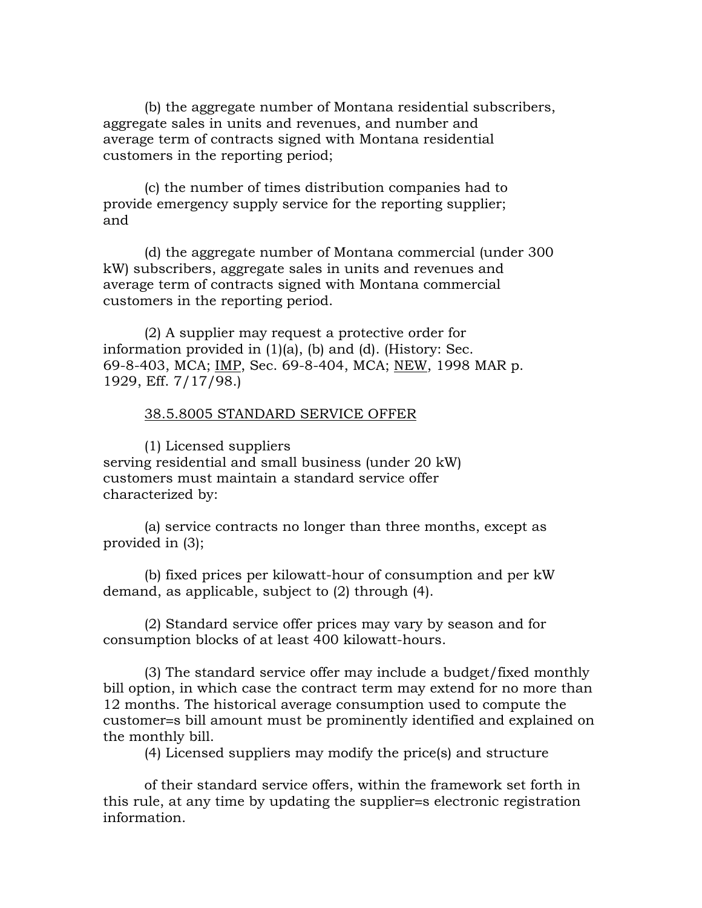(b) the aggregate number of Montana residential subscribers, aggregate sales in units and revenues, and number and average term of contracts signed with Montana residential customers in the reporting period;

(c) the number of times distribution companies had to provide emergency supply service for the reporting supplier; and

(d) the aggregate number of Montana commercial (under 300 kW) subscribers, aggregate sales in units and revenues and average term of contracts signed with Montana commercial customers in the reporting period.

(2) A supplier may request a protective order for information provided in (1)(a), (b) and (d). (History: Sec. 69-8-403, MCA; IMP, Sec. 69-8-404, MCA; NEW, 1998 MAR p. 1929, Eff. 7/17/98.)

38.5.8005 STANDARD SERVICE OFFER

(1) Licensed suppliers serving residential and small business (under 20 kW) customers must maintain a standard service offer characterized by:

(a) service contracts no longer than three months, except as provided in (3);

(b) fixed prices per kilowatt-hour of consumption and per kW demand, as applicable, subject to (2) through (4).

(2) Standard service offer prices may vary by season and for consumption blocks of at least 400 kilowatt-hours.

(3) The standard service offer may include a budget/fixed monthly bill option, in which case the contract term may extend for no more than 12 months. The historical average consumption used to compute the customer=s bill amount must be prominently identified and explained on the monthly bill.

(4) Licensed suppliers may modify the price(s) and structure of their standard service offers, within the framework set forth in this rule, at any time by updating the supplier=s electronic registration information.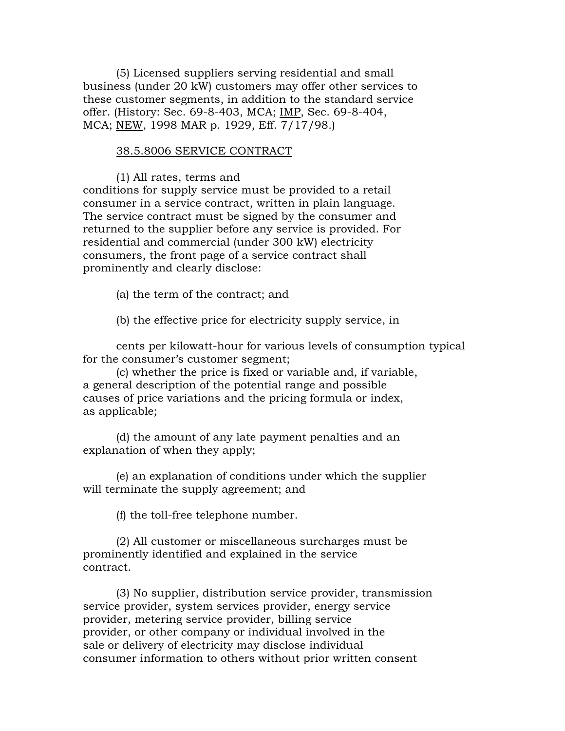(5) Licensed suppliers serving residential and small business (under 20 kW) customers may offer other services to these customer segments, in addition to the standard service offer. (History: Sec. 69-8-403, MCA; IMP, Sec. 69-8-404, MCA; NEW, 1998 MAR p. 1929, Eff. 7/17/98.)

38.5.8006 SERVICE CONTRACT

(1) All rates, terms and conditions for supply service must be provided to a retail consumer in a service contract, written in plain language. The service contract must be signed by the consumer and returned to the supplier before any service is provided. For residential and commercial (under 300 kW) electricity consumers, the front page of a service contract shall prominently and clearly disclose:

(a) the term of the contract; and

(b) the effective price for electricity supply service, in cents per kilowatt-hour for various levels of consumption typical for the consumer's customer segment;

(c) whether the price is fixed or variable and, if variable, a general description of the potential range and possible causes of price variations and the pricing formula or index, as applicable;

(d) the amount of any late payment penalties and an explanation of when they apply;

(e) an explanation of conditions under which the supplier will terminate the supply agreement; and

(f) the toll-free telephone number.

(2) All customer or miscellaneous surcharges must be prominently identified and explained in the service contract.

(3) No supplier, distribution service provider, transmission service provider, system services provider, energy service provider, metering service provider, billing service provider, or other company or individual involved in the sale or delivery of electricity may disclose individual consumer information to others without prior written consent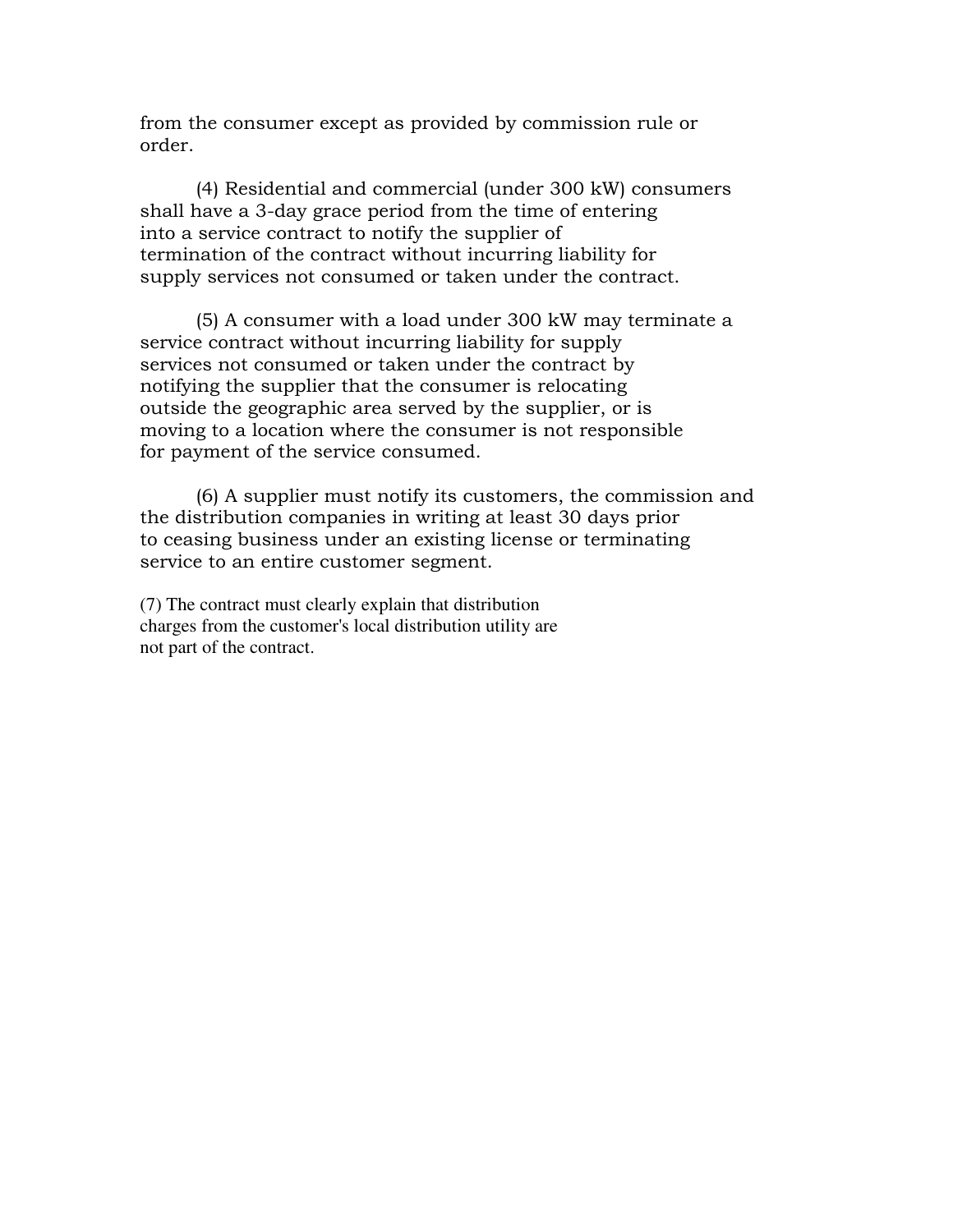from the consumer except as provided by commission rule or order.

(4) Residential and commercial (under 300 kW) consumers shall have a 3-day grace period from the time of entering into a service contract to notify the supplier of termination of the contract without incurring liability for supply services not consumed or taken under the contract.

(5) A consumer with a load under 300 kW may terminate a service contract without incurring liability for supply services not consumed or taken under the contract by notifying the supplier that the consumer is relocating outside the geographic area served by the supplier, or is moving to a location where the consumer is not responsible for payment of the service consumed.

(6) A supplier must notify its customers, the commission and the distribution companies in writing at least 30 days prior to ceasing business under an existing license or terminating service to an entire customer segment.

(7) The contract must clearly explain that distribution charges from the customer's local distribution utility are not part of the contract.